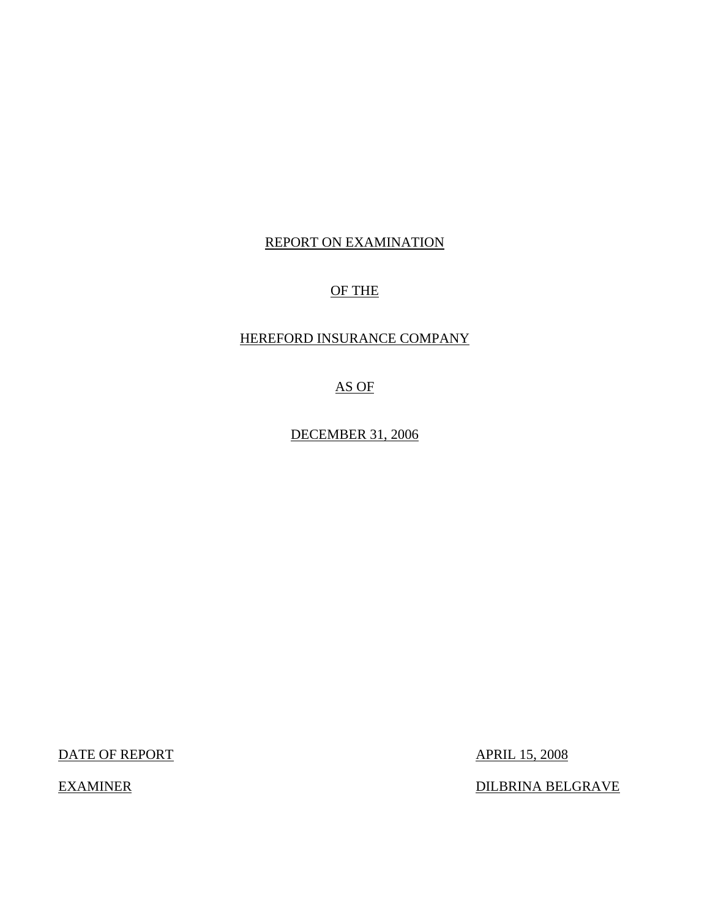# REPORT ON EXAMINATION

# OF THE

# HEREFORD INSURANCE COMPANY

# AS OF

# DECEMBER 31, 2006

DATE OF REPORT: APRIL 15, 2008

EXAMINER: DILBRINA BELGRAVE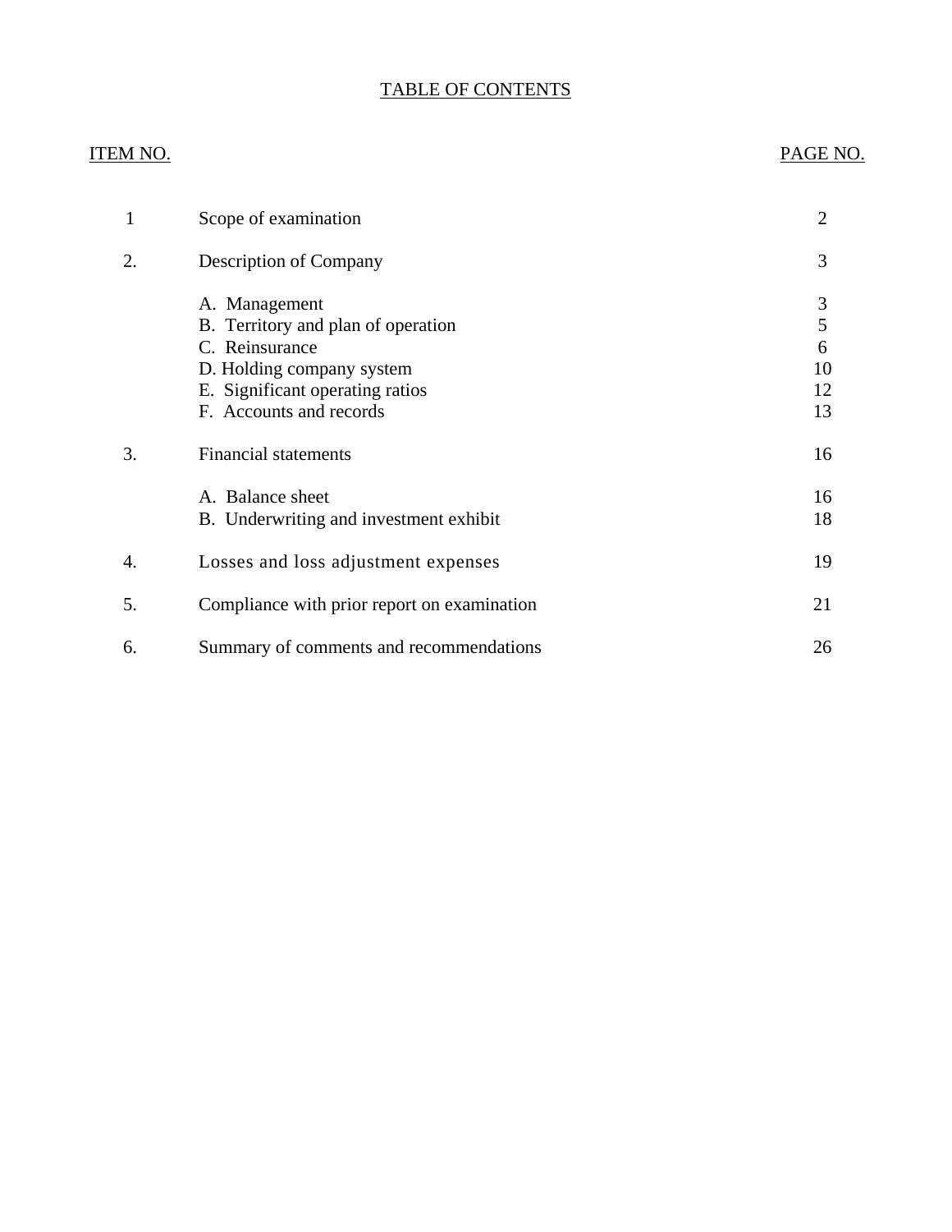# TABLE OF CONTENTS

| ITEM NO. | | PAGE NO. |
|---|---|---|
| 1 | Scope of examination | 2 |
| 2. | Description of Company | 3 |
| | A. Management | 3 |
| | B. Territory and plan of operation | 5 |
| | C. Reinsurance | 6 |
| | D. Holding company system | 10 |
| | E. Significant operating ratios | 12 |
| | F. Accounts and records | 13 |
| 3. | Financial statements | 16 |
| | A. Balance sheet | 16 |
| | B. Underwriting and investment exhibit | 18 |
| 4. | Losses and loss adjustment expenses | 19 |
| 5. | Compliance with prior report on examination | 21 |
| 6. | Summary of comments and recommendations | 26 |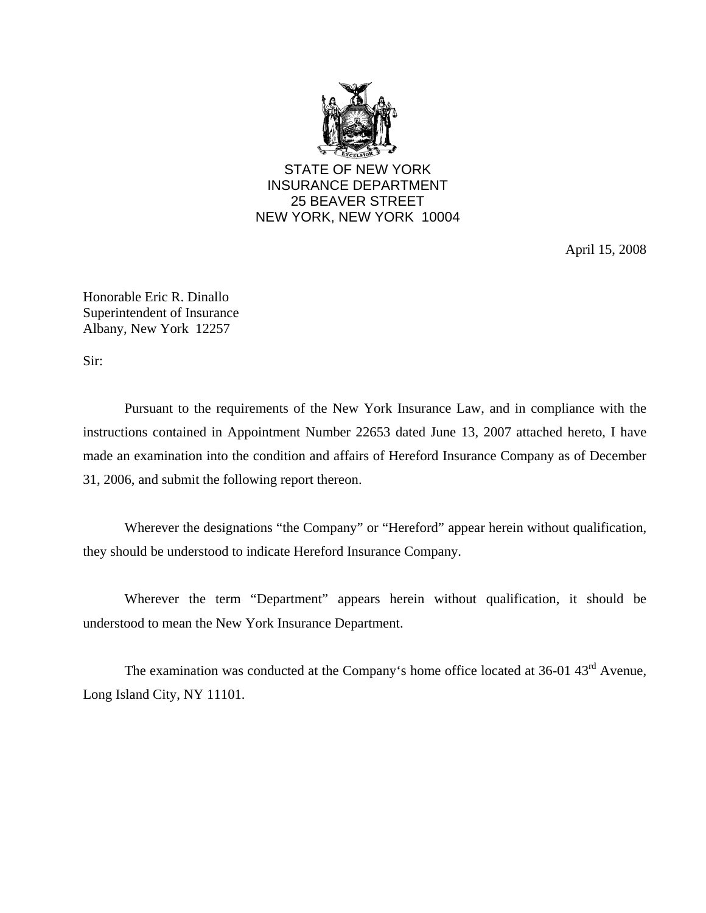STATE OF NEW YORK
INSURANCE DEPARTMENT
25 BEAVER STREET
NEW YORK, NEW YORK 10004

April 15, 2008

Honorable Eric R. Dinallo
Superintendent of Insurance
Albany, New York 12257

Sir:

Pursuant to the requirements of the New York Insurance Law, and in compliance with the instructions contained in Appointment Number 22653 dated June 13, 2007 attached hereto, I have made an examination into the condition and affairs of Hereford Insurance Company as of December 31, 2006, and submit the following report thereon.

Wherever the designations "the Company" or "Hereford" appear herein without qualification, they should be understood to indicate Hereford Insurance Company.

Wherever the term "Department" appears herein without qualification, it should be understood to mean the New York Insurance Department.

The examination was conducted at the Company's home office located at 36-01 43rd Avenue, Long Island City, NY 11101.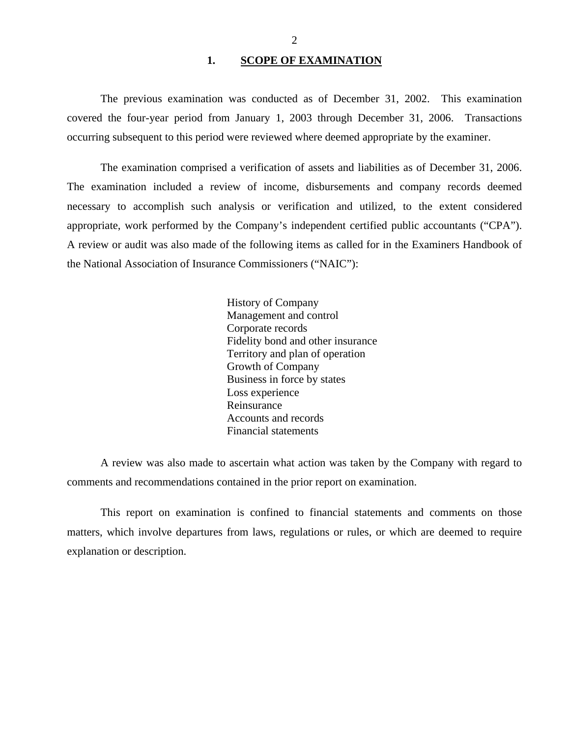## 1. SCOPE OF EXAMINATION

The previous examination was conducted as of December 31, 2002. This examination covered the four-year period from January 1, 2003 through December 31, 2006. Transactions occurring subsequent to this period were reviewed where deemed appropriate by the examiner.

The examination comprised a verification of assets and liabilities as of December 31, 2006. The examination included a review of income, disbursements and company records deemed necessary to accomplish such analysis or verification and utilized, to the extent considered appropriate, work performed by the Company's independent certified public accountants ("CPA"). A review or audit was also made of the following items as called for in the Examiners Handbook of the National Association of Insurance Commissioners ("NAIC"):

- History of Company
- Management and control
- Corporate records
- Fidelity bond and other insurance
- Territory and plan of operation
- Growth of Company
- Business in force by states
- Loss experience
- Reinsurance
- Accounts and records
- Financial statements

A review was also made to ascertain what action was taken by the Company with regard to comments and recommendations contained in the prior report on examination.

This report on examination is confined to financial statements and comments on those matters, which involve departures from laws, regulations or rules, or which are deemed to require explanation or description.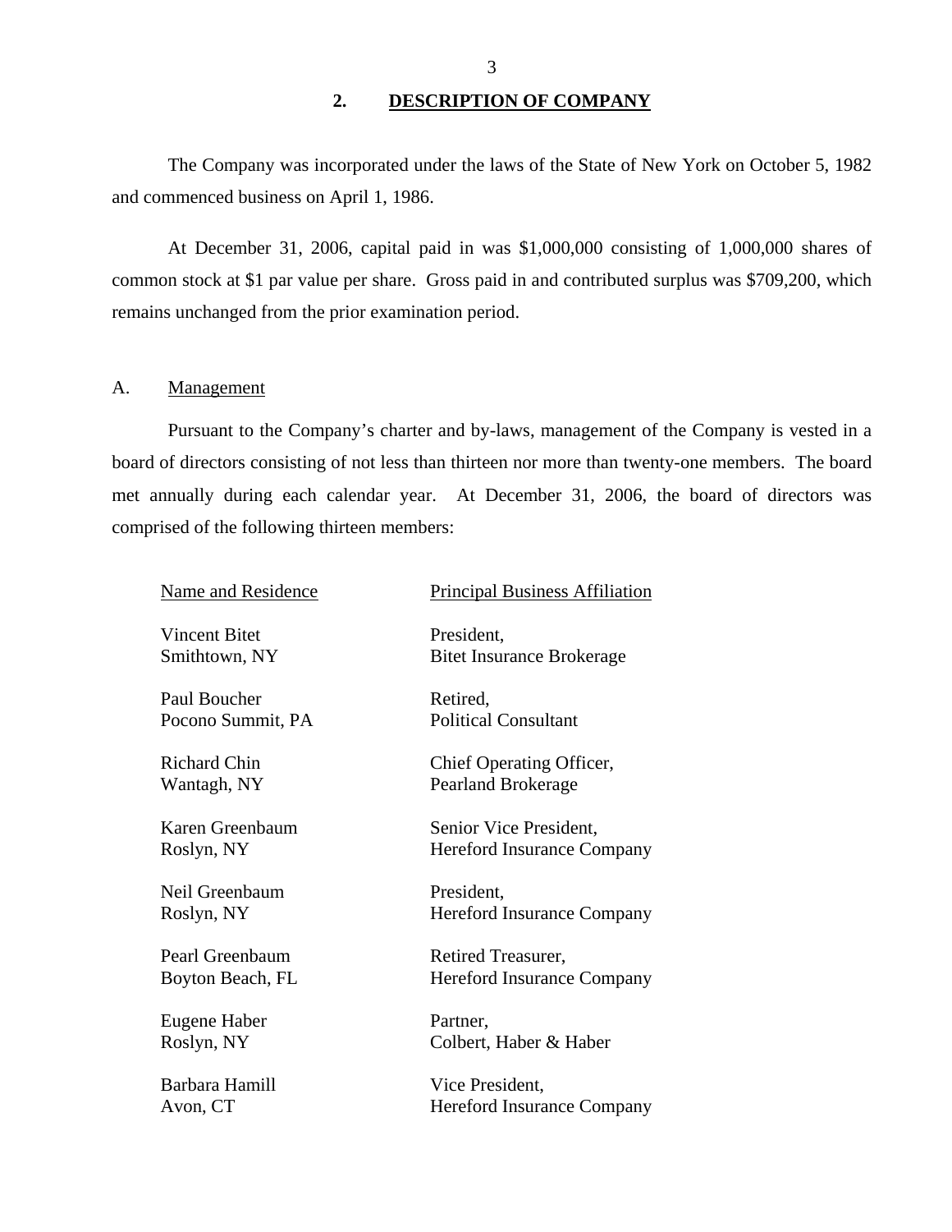## 2. DESCRIPTION OF COMPANY

The Company was incorporated under the laws of the State of New York on October 5, 1982 and commenced business on April 1, 1986.

At December 31, 2006, capital paid in was $1,000,000 consisting of 1,000,000 shares of common stock at $1 par value per share. Gross paid in and contributed surplus was $709,200, which remains unchanged from the prior examination period.

### A. Management

Pursuant to the Company's charter and by-laws, management of the Company is vested in a board of directors consisting of not less than thirteen nor more than twenty-one members. The board met annually during each calendar year. At December 31, 2006, the board of directors was comprised of the following thirteen members:

| Name and Residence | Principal Business Affiliation |
| --- | --- |
| Vincent Bitet<br>Smithtown, NY | President,<br>Bitet Insurance Brokerage |
| Paul Boucher<br>Pocono Summit, PA | Retired,<br>Political Consultant |
| Richard Chin<br>Wantagh, NY | Chief Operating Officer,<br>Pearland Brokerage |
| Karen Greenbaum<br>Roslyn, NY | Senior Vice President,<br>Hereford Insurance Company |
| Neil Greenbaum<br>Roslyn, NY | President,<br>Hereford Insurance Company |
| Pearl Greenbaum<br>Boyton Beach, FL | Retired Treasurer,<br>Hereford Insurance Company |
| Eugene Haber<br>Roslyn, NY | Partner,<br>Colbert, Haber & Haber |
| Barbara Hamill<br>Avon, CT | Vice President,<br>Hereford Insurance Company |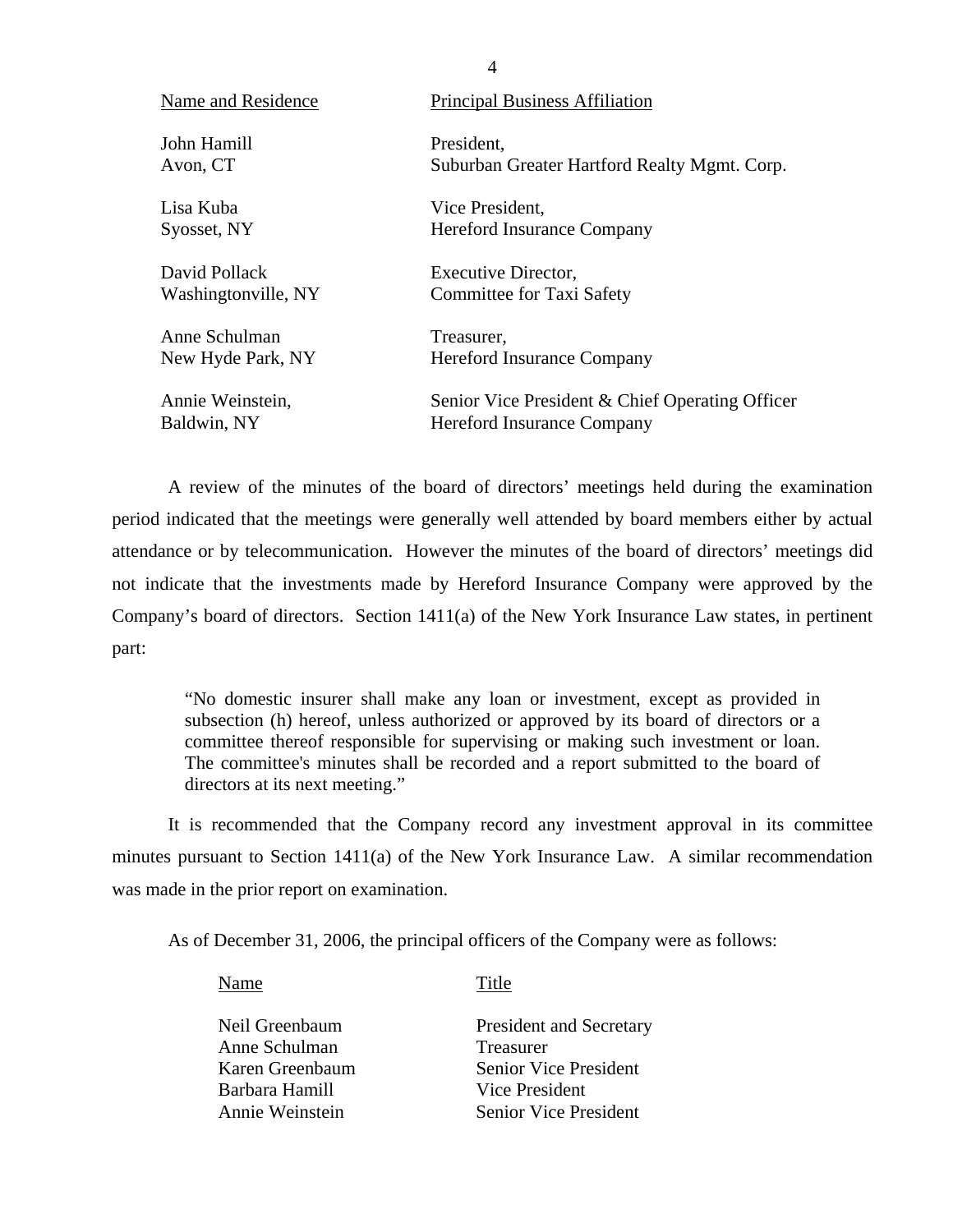| Name and Residence | Principal Business Affiliation |
|---|---|
| John Hamill<br>Avon, CT | President,<br>Suburban Greater Hartford Realty Mgmt. Corp. |
| Lisa Kuba<br>Syosset, NY | Vice President,<br>Hereford Insurance Company |
| David Pollack<br>Washingtonville, NY | Executive Director,<br>Committee for Taxi Safety |
| Anne Schulman<br>New Hyde Park, NY | Treasurer,<br>Hereford Insurance Company |
| Annie Weinstein,<br>Baldwin, NY | Senior Vice President & Chief Operating Officer<br>Hereford Insurance Company |

A review of the minutes of the board of directors' meetings held during the examination period indicated that the meetings were generally well attended by board members either by actual attendance or by telecommunication. However the minutes of the board of directors' meetings did not indicate that the investments made by Hereford Insurance Company were approved by the Company's board of directors. Section 1411(a) of the New York Insurance Law states, in pertinent part:

> "No domestic insurer shall make any loan or investment, except as provided in subsection (h) hereof, unless authorized or approved by its board of directors or a committee thereof responsible for supervising or making such investment or loan. The committee's minutes shall be recorded and a report submitted to the board of directors at its next meeting."

It is recommended that the Company record any investment approval in its committee minutes pursuant to Section 1411(a) of the New York Insurance Law. A similar recommendation was made in the prior report on examination.

As of December 31, 2006, the principal officers of the Company were as follows:

| Name | Title |
|---|---|
| Neil Greenbaum | President and Secretary |
| Anne Schulman | Treasurer |
| Karen Greenbaum | Senior Vice President |
| Barbara Hamill | Vice President |
| Annie Weinstein | Senior Vice President |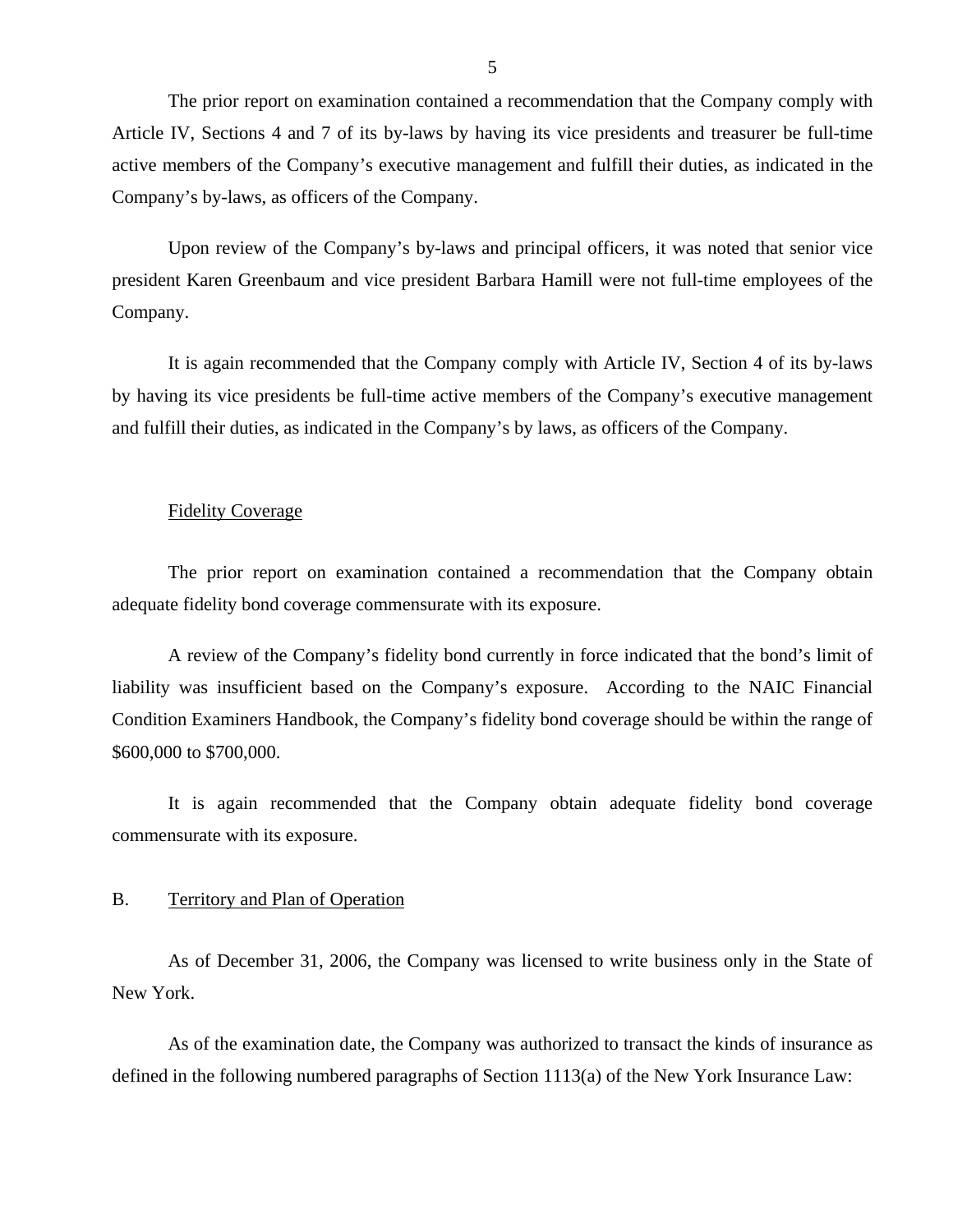The prior report on examination contained a recommendation that the Company comply with Article IV, Sections 4 and 7 of its by-laws by having its vice presidents and treasurer be full-time active members of the Company's executive management and fulfill their duties, as indicated in the Company's by-laws, as officers of the Company.

Upon review of the Company's by-laws and principal officers, it was noted that senior vice president Karen Greenbaum and vice president Barbara Hamill were not full-time employees of the Company.

It is again recommended that the Company comply with Article IV, Section 4 of its by-laws by having its vice presidents be full-time active members of the Company's executive management and fulfill their duties, as indicated in the Company's by laws, as officers of the Company.

### Fidelity Coverage

The prior report on examination contained a recommendation that the Company obtain adequate fidelity bond coverage commensurate with its exposure.

A review of the Company's fidelity bond currently in force indicated that the bond's limit of liability was insufficient based on the Company's exposure. According to the NAIC Financial Condition Examiners Handbook, the Company's fidelity bond coverage should be within the range of $600,000 to $700,000.

It is again recommended that the Company obtain adequate fidelity bond coverage commensurate with its exposure.

## B. Territory and Plan of Operation

As of December 31, 2006, the Company was licensed to write business only in the State of New York.

As of the examination date, the Company was authorized to transact the kinds of insurance as defined in the following numbered paragraphs of Section 1113(a) of the New York Insurance Law: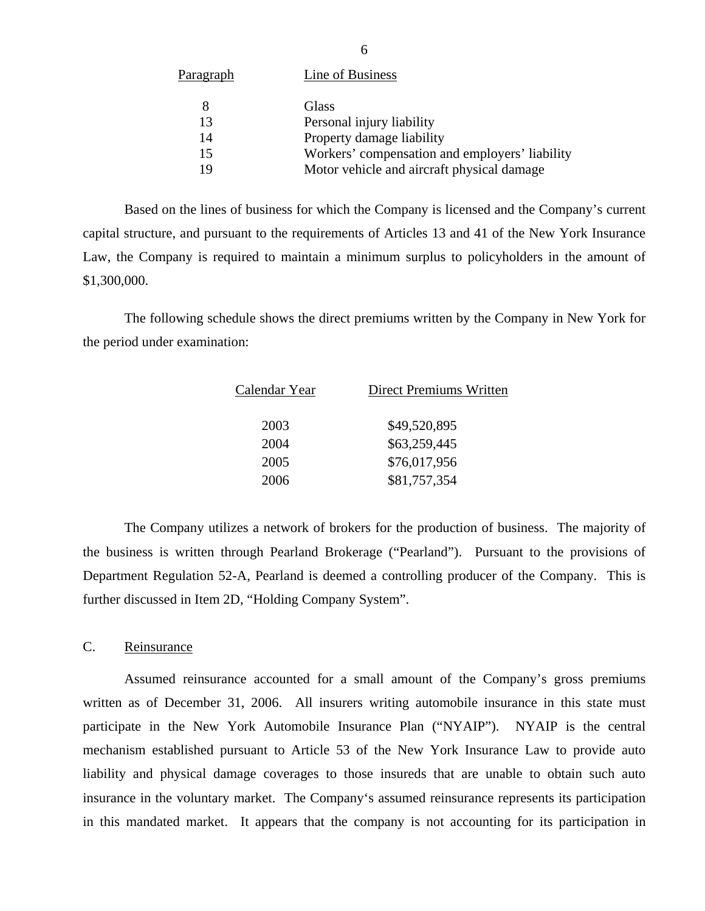| Paragraph | Line of Business |
|---|---|
| 8 | Glass |
| 13 | Personal injury liability |
| 14 | Property damage liability |
| 15 | Workers' compensation and employers' liability |
| 19 | Motor vehicle and aircraft physical damage |

Based on the lines of business for which the Company is licensed and the Company's current capital structure, and pursuant to the requirements of Articles 13 and 41 of the New York Insurance Law, the Company is required to maintain a minimum surplus to policyholders in the amount of $1,300,000.

The following schedule shows the direct premiums written by the Company in New York for the period under examination:

| Calendar Year | Direct Premiums Written |
|---|---|
| 2003 | $49,520,895 |
| 2004 | $63,259,445 |
| 2005 | $76,017,956 |
| 2006 | $81,757,354 |

The Company utilizes a network of brokers for the production of business. The majority of the business is written through Pearland Brokerage ("Pearland"). Pursuant to the provisions of Department Regulation 52-A, Pearland is deemed a controlling producer of the Company. This is further discussed in Item 2D, "Holding Company System".

C. Reinsurance

Assumed reinsurance accounted for a small amount of the Company's gross premiums written as of December 31, 2006. All insurers writing automobile insurance in this state must participate in the New York Automobile Insurance Plan ("NYAIP"). NYAIP is the central mechanism established pursuant to Article 53 of the New York Insurance Law to provide auto liability and physical damage coverages to those insureds that are unable to obtain such auto insurance in the voluntary market. The Company's assumed reinsurance represents its participation in this mandated market. It appears that the company is not accounting for its participation in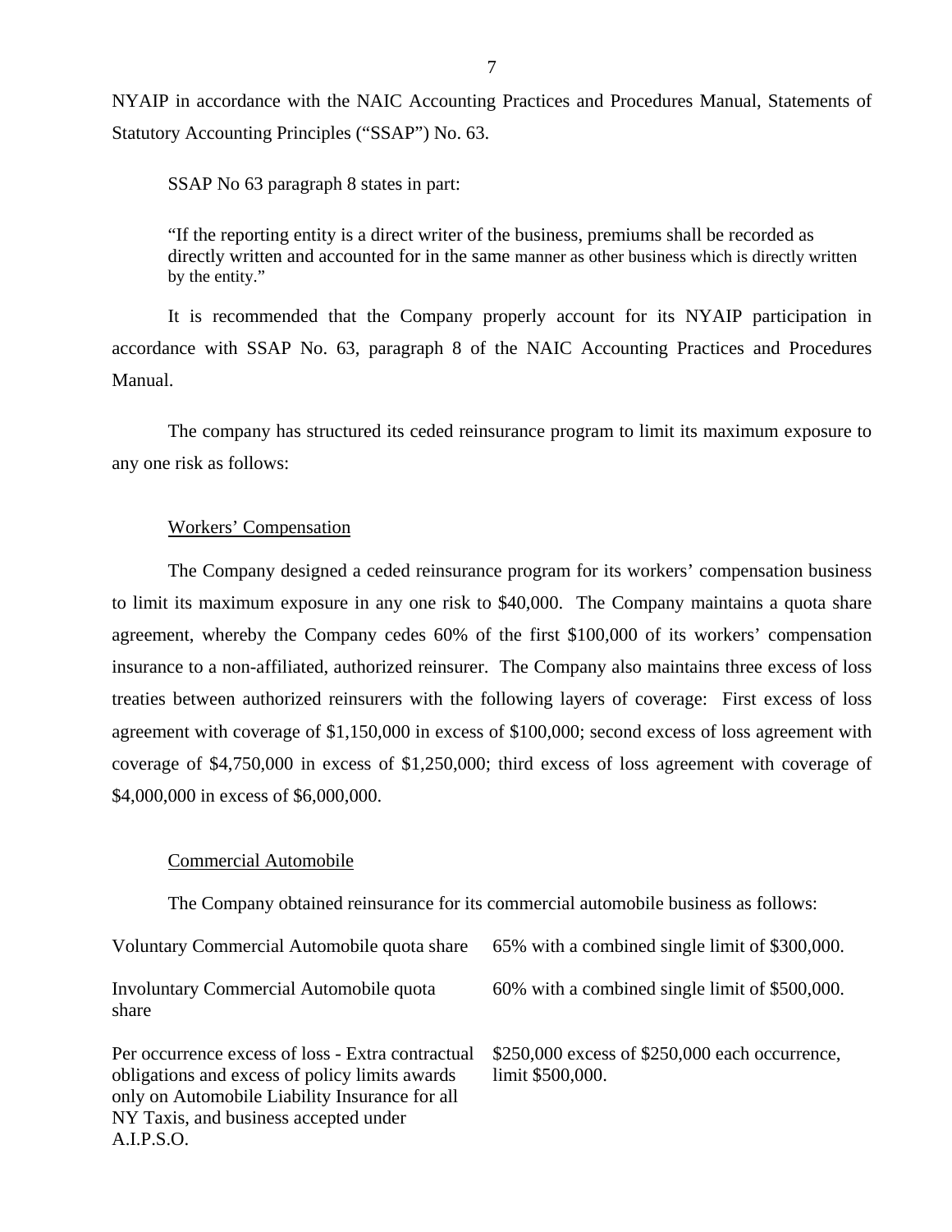NYAIP in accordance with the NAIC Accounting Practices and Procedures Manual, Statements of Statutory Accounting Principles ("SSAP") No. 63.

SSAP No 63 paragraph 8 states in part:

> "If the reporting entity is a direct writer of the business, premiums shall be recorded as directly written and accounted for in the same manner as other business which is directly written by the entity."

It is recommended that the Company properly account for its NYAIP participation in accordance with SSAP No. 63, paragraph 8 of the NAIC Accounting Practices and Procedures Manual.

The company has structured its ceded reinsurance program to limit its maximum exposure to any one risk as follows:

Workers' Compensation

The Company designed a ceded reinsurance program for its workers' compensation business to limit its maximum exposure in any one risk to $40,000. The Company maintains a quota share agreement, whereby the Company cedes 60% of the first $100,000 of its workers' compensation insurance to a non-affiliated, authorized reinsurer. The Company also maintains three excess of loss treaties between authorized reinsurers with the following layers of coverage: First excess of loss agreement with coverage of $1,150,000 in excess of $100,000; second excess of loss agreement with coverage of $4,750,000 in excess of $1,250,000; third excess of loss agreement with coverage of $4,000,000 in excess of $6,000,000.

Commercial Automobile

The Company obtained reinsurance for its commercial automobile business as follows:

| | |
|---|---|
| Voluntary Commercial Automobile quota share | 65% with a combined single limit of $300,000. |
| Involuntary Commercial Automobile quota share | 60% with a combined single limit of $500,000. |
| Per occurrence excess of loss - Extra contractual obligations and excess of policy limits awards only on Automobile Liability Insurance for all NY Taxis, and business accepted under A.I.P.S.O. | $250,000 excess of $250,000 each occurrence, limit $500,000. |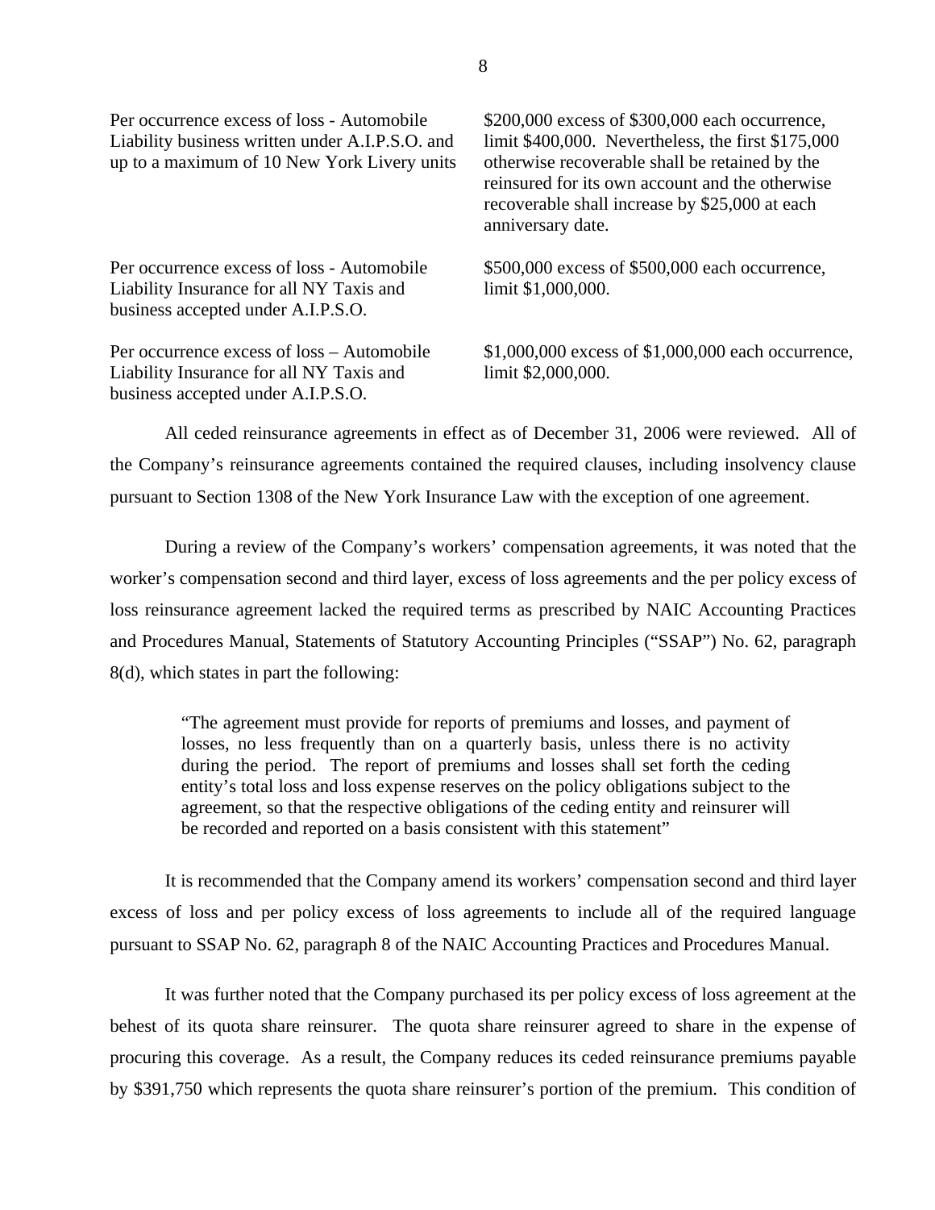| | |
|---|---|
| Per occurrence excess of loss - Automobile Liability business written under A.I.P.S.O. and up to a maximum of 10 New York Livery units | \$200,000 excess of \$300,000 each occurrence, limit \$400,000. Nevertheless, the first \$175,000 otherwise recoverable shall be retained by the reinsured for its own account and the otherwise recoverable shall increase by \$25,000 at each anniversary date. |
| Per occurrence excess of loss - Automobile Liability Insurance for all NY Taxis and business accepted under A.I.P.S.O. | \$500,000 excess of \$500,000 each occurrence, limit \$1,000,000. |
| Per occurrence excess of loss – Automobile Liability Insurance for all NY Taxis and business accepted under A.I.P.S.O. | \$1,000,000 excess of \$1,000,000 each occurrence, limit \$2,000,000. |

All ceded reinsurance agreements in effect as of December 31, 2006 were reviewed. All of the Company's reinsurance agreements contained the required clauses, including insolvency clause pursuant to Section 1308 of the New York Insurance Law with the exception of one agreement.

During a review of the Company's workers' compensation agreements, it was noted that the worker's compensation second and third layer, excess of loss agreements and the per policy excess of loss reinsurance agreement lacked the required terms as prescribed by NAIC Accounting Practices and Procedures Manual, Statements of Statutory Accounting Principles ("SSAP") No. 62, paragraph 8(d), which states in part the following:

> "The agreement must provide for reports of premiums and losses, and payment of losses, no less frequently than on a quarterly basis, unless there is no activity during the period. The report of premiums and losses shall set forth the ceding entity's total loss and loss expense reserves on the policy obligations subject to the agreement, so that the respective obligations of the ceding entity and reinsurer will be recorded and reported on a basis consistent with this statement"

It is recommended that the Company amend its workers' compensation second and third layer excess of loss and per policy excess of loss agreements to include all of the required language pursuant to SSAP No. 62, paragraph 8 of the NAIC Accounting Practices and Procedures Manual.

It was further noted that the Company purchased its per policy excess of loss agreement at the behest of its quota share reinsurer. The quota share reinsurer agreed to share in the expense of procuring this coverage. As a result, the Company reduces its ceded reinsurance premiums payable by \$391,750 which represents the quota share reinsurer's portion of the premium. This condition of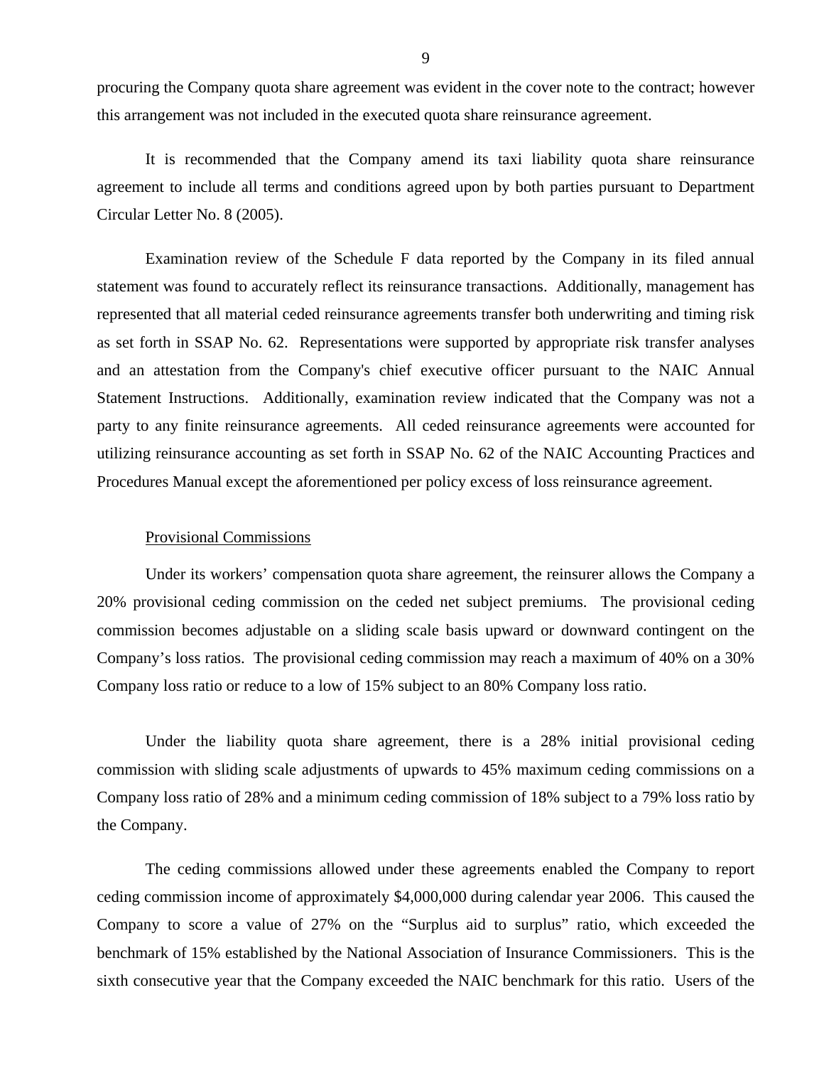procuring the Company quota share agreement was evident in the cover note to the contract; however this arrangement was not included in the executed quota share reinsurance agreement.

It is recommended that the Company amend its taxi liability quota share reinsurance agreement to include all terms and conditions agreed upon by both parties pursuant to Department Circular Letter No. 8 (2005).

Examination review of the Schedule F data reported by the Company in its filed annual statement was found to accurately reflect its reinsurance transactions. Additionally, management has represented that all material ceded reinsurance agreements transfer both underwriting and timing risk as set forth in SSAP No. 62. Representations were supported by appropriate risk transfer analyses and an attestation from the Company's chief executive officer pursuant to the NAIC Annual Statement Instructions. Additionally, examination review indicated that the Company was not a party to any finite reinsurance agreements. All ceded reinsurance agreements were accounted for utilizing reinsurance accounting as set forth in SSAP No. 62 of the NAIC Accounting Practices and Procedures Manual except the aforementioned per policy excess of loss reinsurance agreement.

Provisional Commissions

Under its workers' compensation quota share agreement, the reinsurer allows the Company a 20% provisional ceding commission on the ceded net subject premiums. The provisional ceding commission becomes adjustable on a sliding scale basis upward or downward contingent on the Company's loss ratios. The provisional ceding commission may reach a maximum of 40% on a 30% Company loss ratio or reduce to a low of 15% subject to an 80% Company loss ratio.

Under the liability quota share agreement, there is a 28% initial provisional ceding commission with sliding scale adjustments of upwards to 45% maximum ceding commissions on a Company loss ratio of 28% and a minimum ceding commission of 18% subject to a 79% loss ratio by the Company.

The ceding commissions allowed under these agreements enabled the Company to report ceding commission income of approximately $4,000,000 during calendar year 2006. This caused the Company to score a value of 27% on the "Surplus aid to surplus" ratio, which exceeded the benchmark of 15% established by the National Association of Insurance Commissioners. This is the sixth consecutive year that the Company exceeded the NAIC benchmark for this ratio. Users of the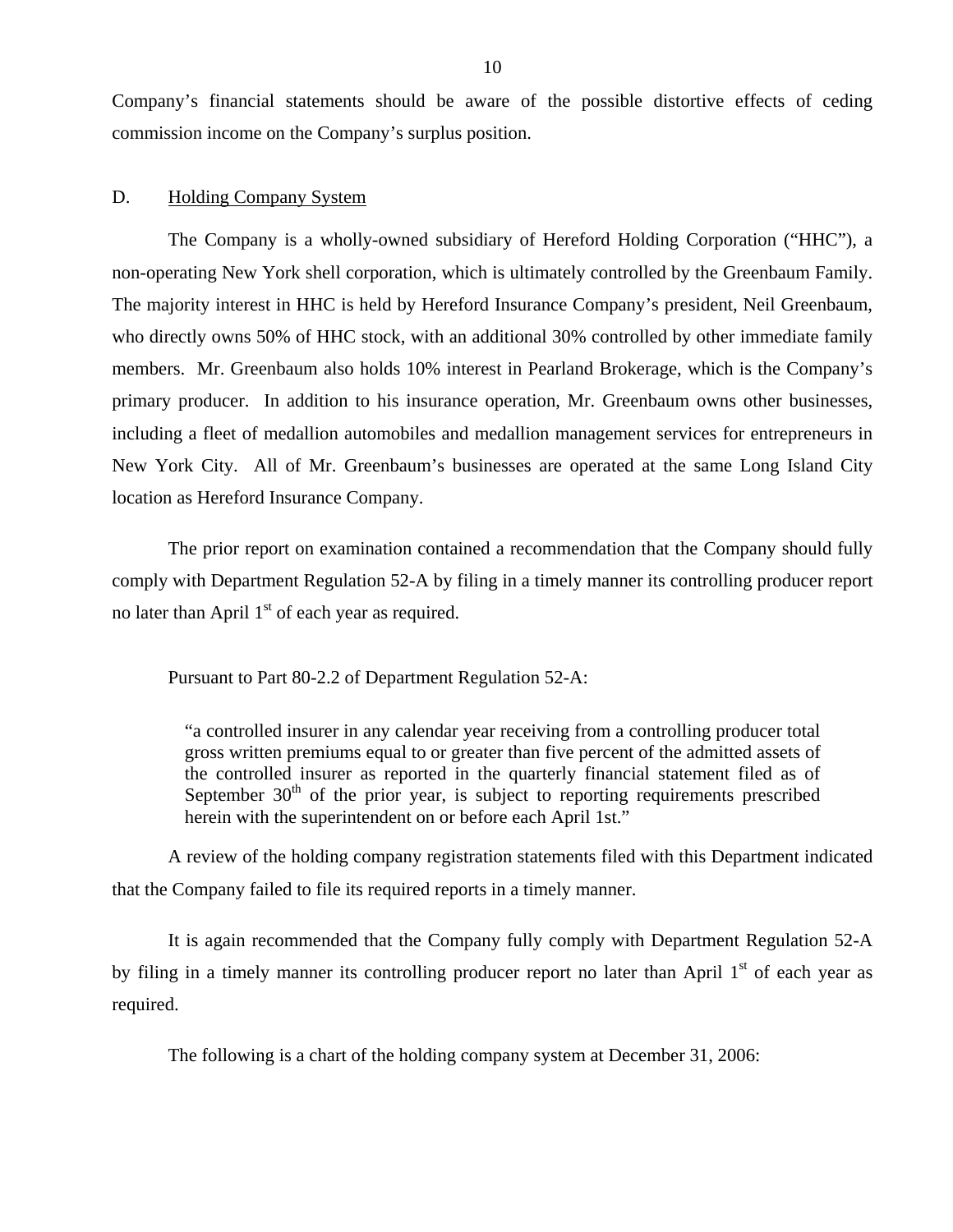Company's financial statements should be aware of the possible distortive effects of ceding commission income on the Company's surplus position.

## D. Holding Company System

The Company is a wholly-owned subsidiary of Hereford Holding Corporation ("HHC"), a non-operating New York shell corporation, which is ultimately controlled by the Greenbaum Family. The majority interest in HHC is held by Hereford Insurance Company's president, Neil Greenbaum, who directly owns 50% of HHC stock, with an additional 30% controlled by other immediate family members. Mr. Greenbaum also holds 10% interest in Pearland Brokerage, which is the Company's primary producer. In addition to his insurance operation, Mr. Greenbaum owns other businesses, including a fleet of medallion automobiles and medallion management services for entrepreneurs in New York City. All of Mr. Greenbaum's businesses are operated at the same Long Island City location as Hereford Insurance Company.

The prior report on examination contained a recommendation that the Company should fully comply with Department Regulation 52-A by filing in a timely manner its controlling producer report no later than April 1st of each year as required.

Pursuant to Part 80-2.2 of Department Regulation 52-A:

> "a controlled insurer in any calendar year receiving from a controlling producer total gross written premiums equal to or greater than five percent of the admitted assets of the controlled insurer as reported in the quarterly financial statement filed as of September 30th of the prior year, is subject to reporting requirements prescribed herein with the superintendent on or before each April 1st."

A review of the holding company registration statements filed with this Department indicated that the Company failed to file its required reports in a timely manner.

It is again recommended that the Company fully comply with Department Regulation 52-A by filing in a timely manner its controlling producer report no later than April 1st of each year as required.

The following is a chart of the holding company system at December 31, 2006: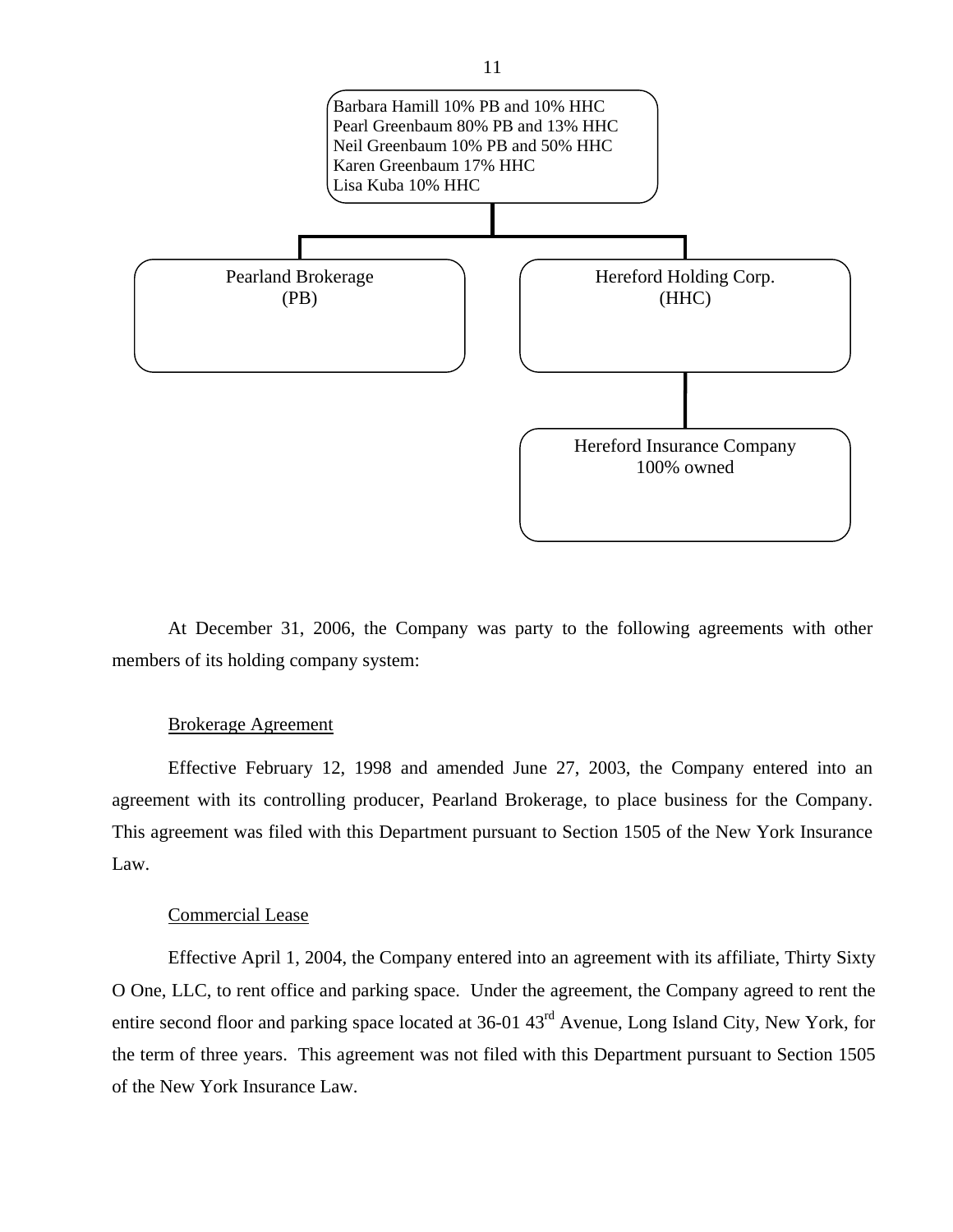Barbara Hamill 10% PB and 10% HHC
Pearl Greenbaum 80% PB and 13% HHC
Neil Greenbaum 10% PB and 50% HHC
Karen Greenbaum 17% HHC
Lisa Kuba 10% HHC

Pearland Brokerage (PB)

Hereford Holding Corp. (HHC)

Hereford Insurance Company 100% owned

At December 31, 2006, the Company was party to the following agreements with other members of its holding company system:

Brokerage Agreement

Effective February 12, 1998 and amended June 27, 2003, the Company entered into an agreement with its controlling producer, Pearland Brokerage, to place business for the Company. This agreement was filed with this Department pursuant to Section 1505 of the New York Insurance Law.

Commercial Lease

Effective April 1, 2004, the Company entered into an agreement with its affiliate, Thirty Sixty O One, LLC, to rent office and parking space. Under the agreement, the Company agreed to rent the entire second floor and parking space located at 36-01 43rd Avenue, Long Island City, New York, for the term of three years. This agreement was not filed with this Department pursuant to Section 1505 of the New York Insurance Law.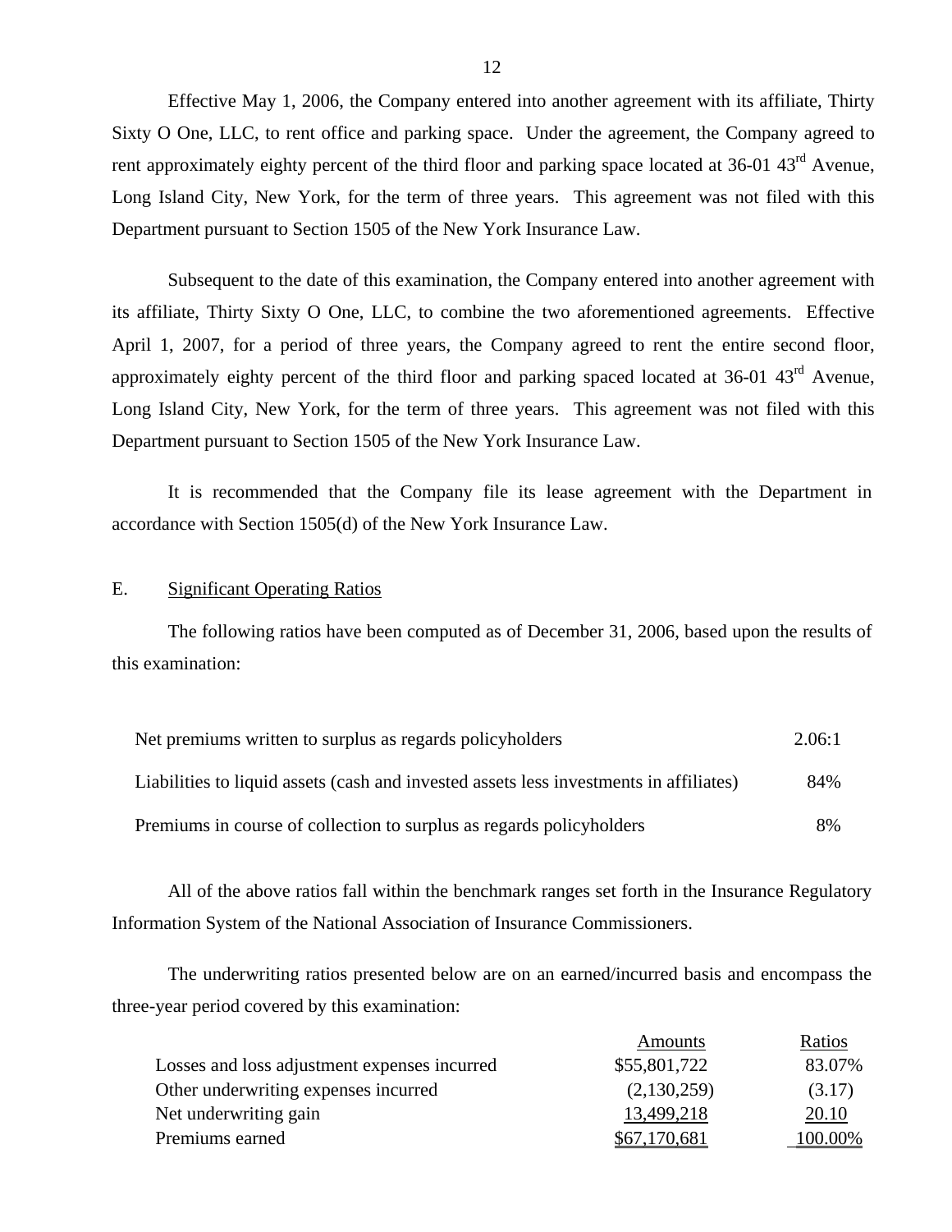Effective May 1, 2006, the Company entered into another agreement with its affiliate, Thirty Sixty O One, LLC, to rent office and parking space. Under the agreement, the Company agreed to rent approximately eighty percent of the third floor and parking space located at 36-01 43rd Avenue, Long Island City, New York, for the term of three years. This agreement was not filed with this Department pursuant to Section 1505 of the New York Insurance Law.

Subsequent to the date of this examination, the Company entered into another agreement with its affiliate, Thirty Sixty O One, LLC, to combine the two aforementioned agreements. Effective April 1, 2007, for a period of three years, the Company agreed to rent the entire second floor, approximately eighty percent of the third floor and parking spaced located at 36-01 43rd Avenue, Long Island City, New York, for the term of three years. This agreement was not filed with this Department pursuant to Section 1505 of the New York Insurance Law.

It is recommended that the Company file its lease agreement with the Department in accordance with Section 1505(d) of the New York Insurance Law.

E. Significant Operating Ratios

The following ratios have been computed as of December 31, 2006, based upon the results of this examination:

| | |
|---|---|
| Net premiums written to surplus as regards policyholders | 2.06:1 |
| Liabilities to liquid assets (cash and invested assets less investments in affiliates) | 84% |
| Premiums in course of collection to surplus as regards policyholders | 8% |

All of the above ratios fall within the benchmark ranges set forth in the Insurance Regulatory Information System of the National Association of Insurance Commissioners.

The underwriting ratios presented below are on an earned/incurred basis and encompass the three-year period covered by this examination:

| | Amounts | Ratios |
|---|---|---|
| Losses and loss adjustment expenses incurred | $55,801,722 | 83.07% |
| Other underwriting expenses incurred | (2,130,259) | (3.17) |
| Net underwriting gain | 13,499,218 | 20.10 |
| Premiums earned | $67,170,681 | 100.00% |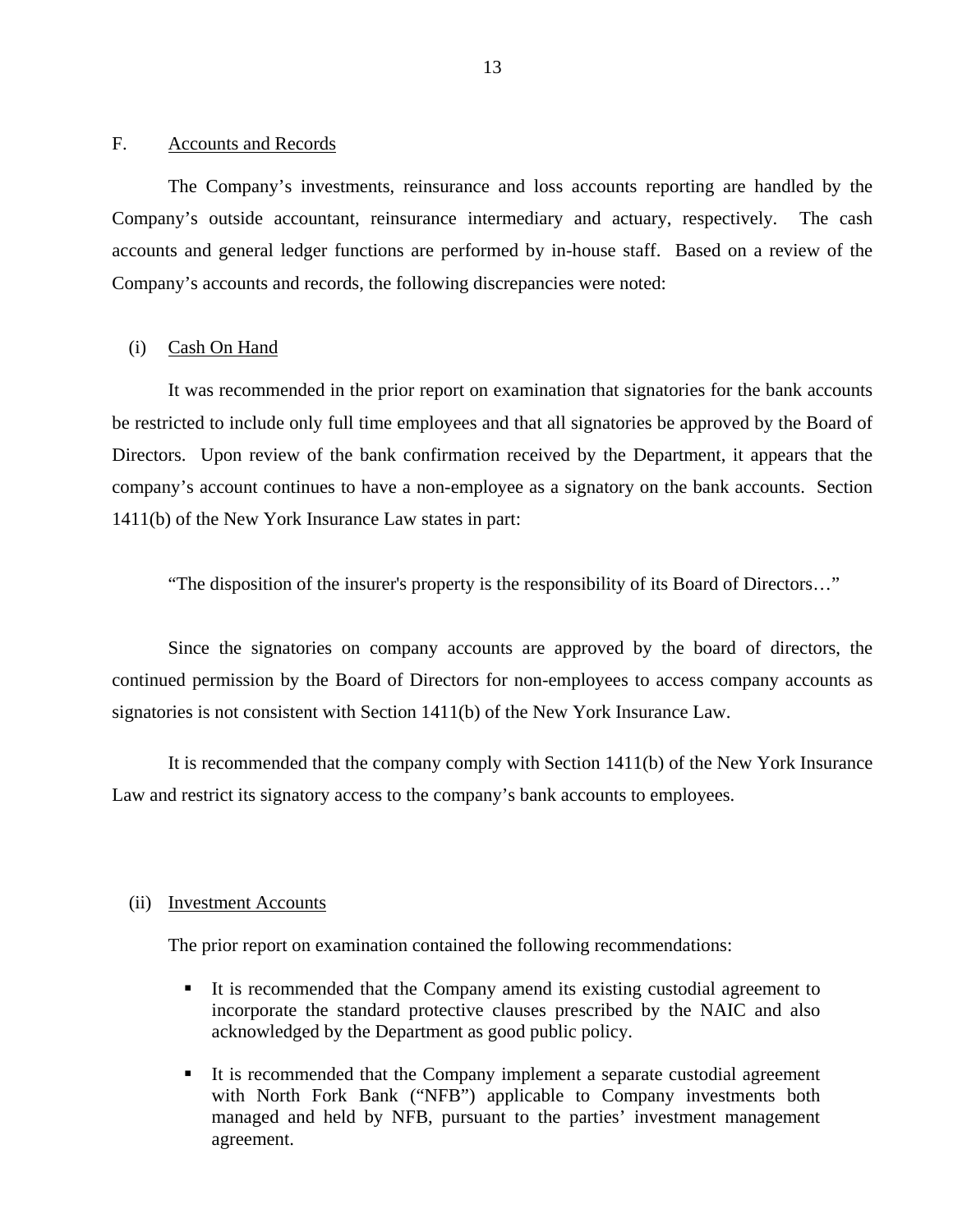## F. Accounts and Records

The Company's investments, reinsurance and loss accounts reporting are handled by the Company's outside accountant, reinsurance intermediary and actuary, respectively. The cash accounts and general ledger functions are performed by in-house staff. Based on a review of the Company's accounts and records, the following discrepancies were noted:

### (i) Cash On Hand

It was recommended in the prior report on examination that signatories for the bank accounts be restricted to include only full time employees and that all signatories be approved by the Board of Directors. Upon review of the bank confirmation received by the Department, it appears that the company's account continues to have a non-employee as a signatory on the bank accounts. Section 1411(b) of the New York Insurance Law states in part:

"The disposition of the insurer's property is the responsibility of its Board of Directors…"

Since the signatories on company accounts are approved by the board of directors, the continued permission by the Board of Directors for non-employees to access company accounts as signatories is not consistent with Section 1411(b) of the New York Insurance Law.

It is recommended that the company comply with Section 1411(b) of the New York Insurance Law and restrict its signatory access to the company's bank accounts to employees.

### (ii) Investment Accounts

The prior report on examination contained the following recommendations:

- It is recommended that the Company amend its existing custodial agreement to incorporate the standard protective clauses prescribed by the NAIC and also acknowledged by the Department as good public policy.
- It is recommended that the Company implement a separate custodial agreement with North Fork Bank ("NFB") applicable to Company investments both managed and held by NFB, pursuant to the parties' investment management agreement.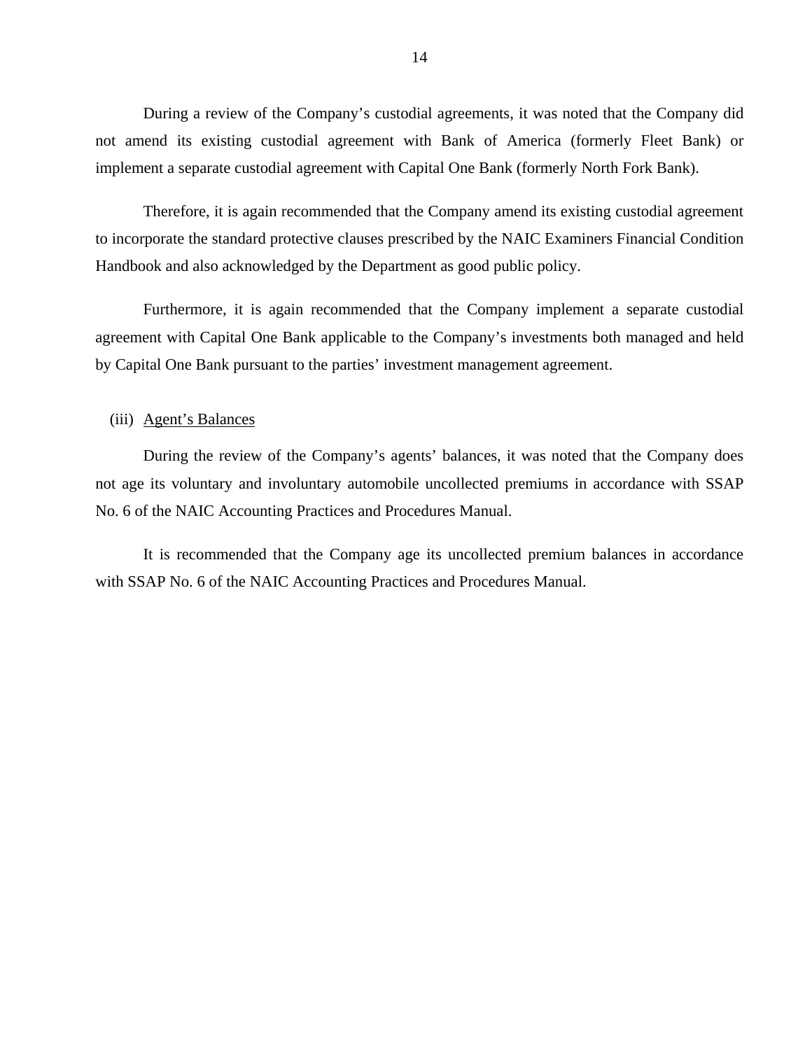During a review of the Company's custodial agreements, it was noted that the Company did not amend its existing custodial agreement with Bank of America (formerly Fleet Bank) or implement a separate custodial agreement with Capital One Bank (formerly North Fork Bank).

Therefore, it is again recommended that the Company amend its existing custodial agreement to incorporate the standard protective clauses prescribed by the NAIC Examiners Financial Condition Handbook and also acknowledged by the Department as good public policy.

Furthermore, it is again recommended that the Company implement a separate custodial agreement with Capital One Bank applicable to the Company's investments both managed and held by Capital One Bank pursuant to the parties' investment management agreement.

(iii) Agent's Balances

During the review of the Company's agents' balances, it was noted that the Company does not age its voluntary and involuntary automobile uncollected premiums in accordance with SSAP No. 6 of the NAIC Accounting Practices and Procedures Manual.

It is recommended that the Company age its uncollected premium balances in accordance with SSAP No. 6 of the NAIC Accounting Practices and Procedures Manual.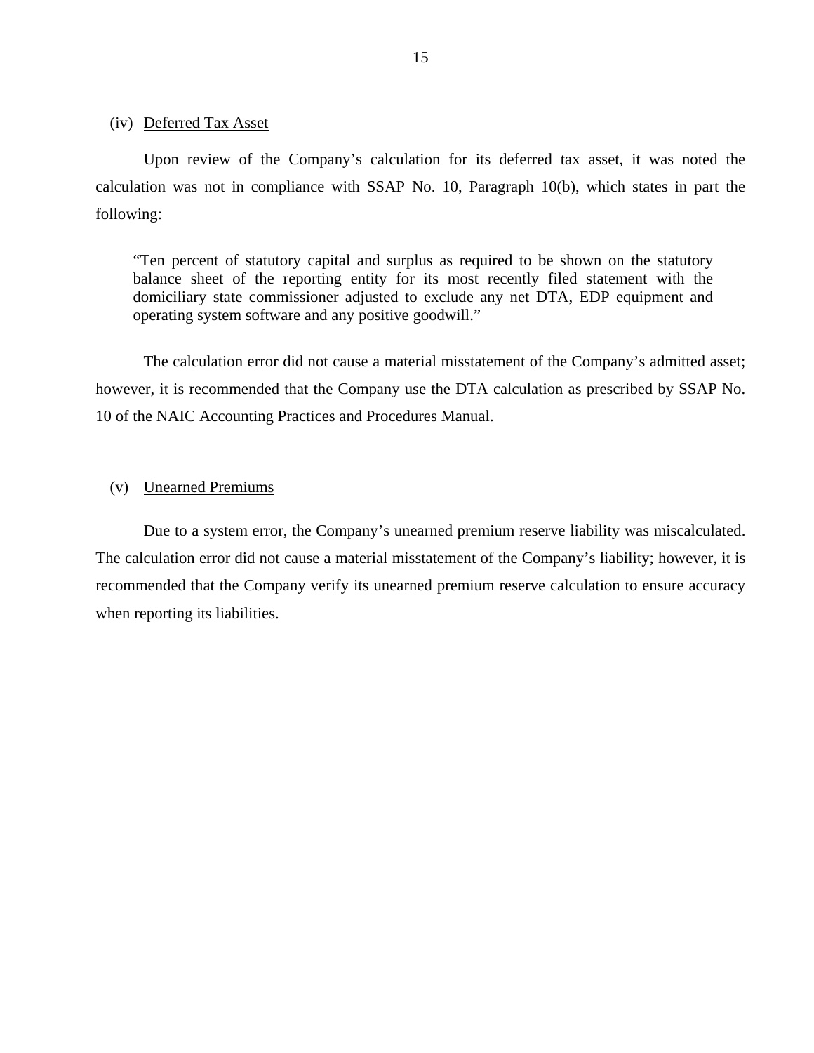(iv) Deferred Tax Asset

Upon review of the Company's calculation for its deferred tax asset, it was noted the calculation was not in compliance with SSAP No. 10, Paragraph 10(b), which states in part the following:

> "Ten percent of statutory capital and surplus as required to be shown on the statutory balance sheet of the reporting entity for its most recently filed statement with the domiciliary state commissioner adjusted to exclude any net DTA, EDP equipment and operating system software and any positive goodwill."

The calculation error did not cause a material misstatement of the Company's admitted asset; however, it is recommended that the Company use the DTA calculation as prescribed by SSAP No. 10 of the NAIC Accounting Practices and Procedures Manual.

(v) Unearned Premiums

Due to a system error, the Company's unearned premium reserve liability was miscalculated. The calculation error did not cause a material misstatement of the Company's liability; however, it is recommended that the Company verify its unearned premium reserve calculation to ensure accuracy when reporting its liabilities.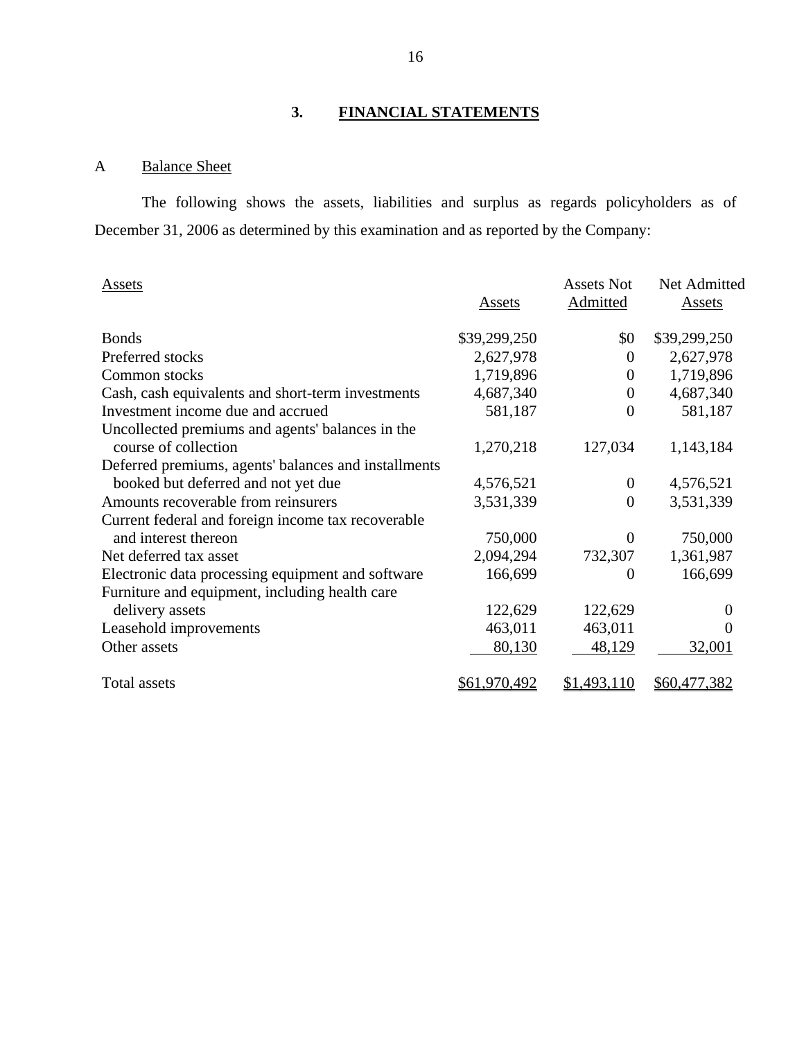## 3. FINANCIAL STATEMENTS

### A Balance Sheet

The following shows the assets, liabilities and surplus as regards policyholders as of December 31, 2006 as determined by this examination and as reported by the Company:

| Assets | Assets | Assets Not Admitted | Net Admitted Assets |
|---|---|---|---|
| Bonds | $39,299,250 | $0 | $39,299,250 |
| Preferred stocks | 2,627,978 | 0 | 2,627,978 |
| Common stocks | 1,719,896 | 0 | 1,719,896 |
| Cash, cash equivalents and short-term investments | 4,687,340 | 0 | 4,687,340 |
| Investment income due and accrued | 581,187 | 0 | 581,187 |
| Uncollected premiums and agents' balances in the course of collection | 1,270,218 | 127,034 | 1,143,184 |
| Deferred premiums, agents' balances and installments booked but deferred and not yet due | 4,576,521 | 0 | 4,576,521 |
| Amounts recoverable from reinsurers | 3,531,339 | 0 | 3,531,339 |
| Current federal and foreign income tax recoverable and interest thereon | 750,000 | 0 | 750,000 |
| Net deferred tax asset | 2,094,294 | 732,307 | 1,361,987 |
| Electronic data processing equipment and software | 166,699 | 0 | 166,699 |
| Furniture and equipment, including health care delivery assets | 122,629 | 122,629 | 0 |
| Leasehold improvements | 463,011 | 463,011 | 0 |
| Other assets | 80,130 | 48,129 | 32,001 |
| Total assets | $61,970,492 | $1,493,110 | $60,477,382 |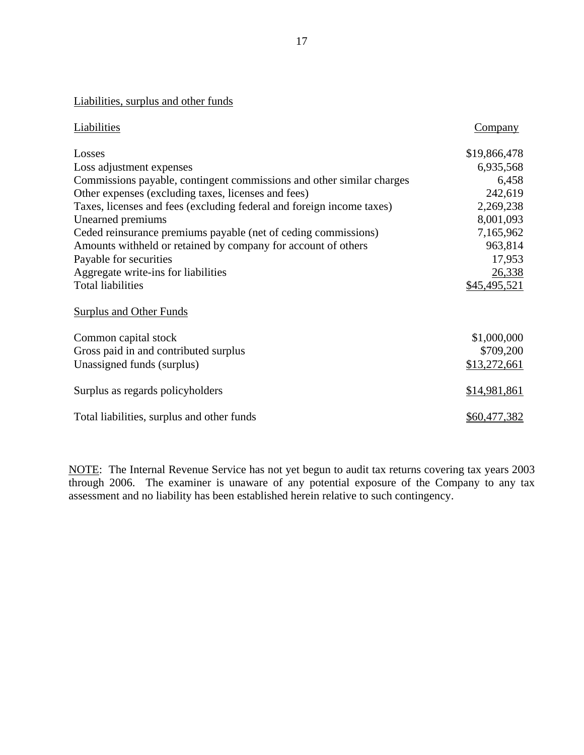Liabilities, surplus and other funds

| Liabilities | Company |
|---|---|
| Losses | $19,866,478 |
| Loss adjustment expenses | 6,935,568 |
| Commissions payable, contingent commissions and other similar charges | 6,458 |
| Other expenses (excluding taxes, licenses and fees) | 242,619 |
| Taxes, licenses and fees (excluding federal and foreign income taxes) | 2,269,238 |
| Unearned premiums | 8,001,093 |
| Ceded reinsurance premiums payable (net of ceding commissions) | 7,165,962 |
| Amounts withheld or retained by company for account of others | 963,814 |
| Payable for securities | 17,953 |
| Aggregate write-ins for liabilities | 26,338 |
| Total liabilities | $45,495,521 |
| **Surplus and Other Funds** | |
| Common capital stock | $1,000,000 |
| Gross paid in and contributed surplus | $709,200 |
| Unassigned funds (surplus) | $13,272,661 |
| Surplus as regards policyholders | $14,981,861 |
| Total liabilities, surplus and other funds | $60,477,382 |

NOTE: The Internal Revenue Service has not yet begun to audit tax returns covering tax years 2003 through 2006. The examiner is unaware of any potential exposure of the Company to any tax assessment and no liability has been established herein relative to such contingency.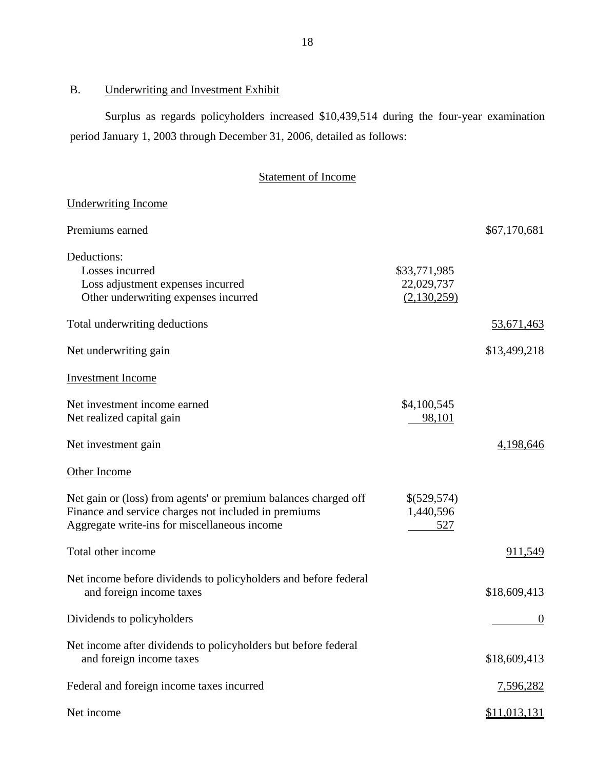B. Underwriting and Investment Exhibit

Surplus as regards policyholders increased $10,439,514 during the four-year examination period January 1, 2003 through December 31, 2006, detailed as follows:

Statement of Income

| | | |
|---|---|---|
| **Underwriting Income** | | |
| Premiums earned | | $67,170,681 |
| Deductions: | | |
| Losses incurred | $33,771,985 | |
| Loss adjustment expenses incurred | 22,029,737 | |
| Other underwriting expenses incurred | (2,130,259) | |
| Total underwriting deductions | | 53,671,463 |
| Net underwriting gain | | $13,499,218 |
| **Investment Income** | | |
| Net investment income earned | $4,100,545 | |
| Net realized capital gain | 98,101 | |
| Net investment gain | | 4,198,646 |
| **Other Income** | | |
| Net gain or (loss) from agents' or premium balances charged off | $(529,574) | |
| Finance and service charges not included in premiums | 1,440,596 | |
| Aggregate write-ins for miscellaneous income | 527 | |
| Total other income | | 911,549 |
| Net income before dividends to policyholders and before federal and foreign income taxes | | $18,609,413 |
| Dividends to policyholders | | 0 |
| Net income after dividends to policyholders but before federal and foreign income taxes | | $18,609,413 |
| Federal and foreign income taxes incurred | | 7,596,282 |
| Net income | | $11,013,131 |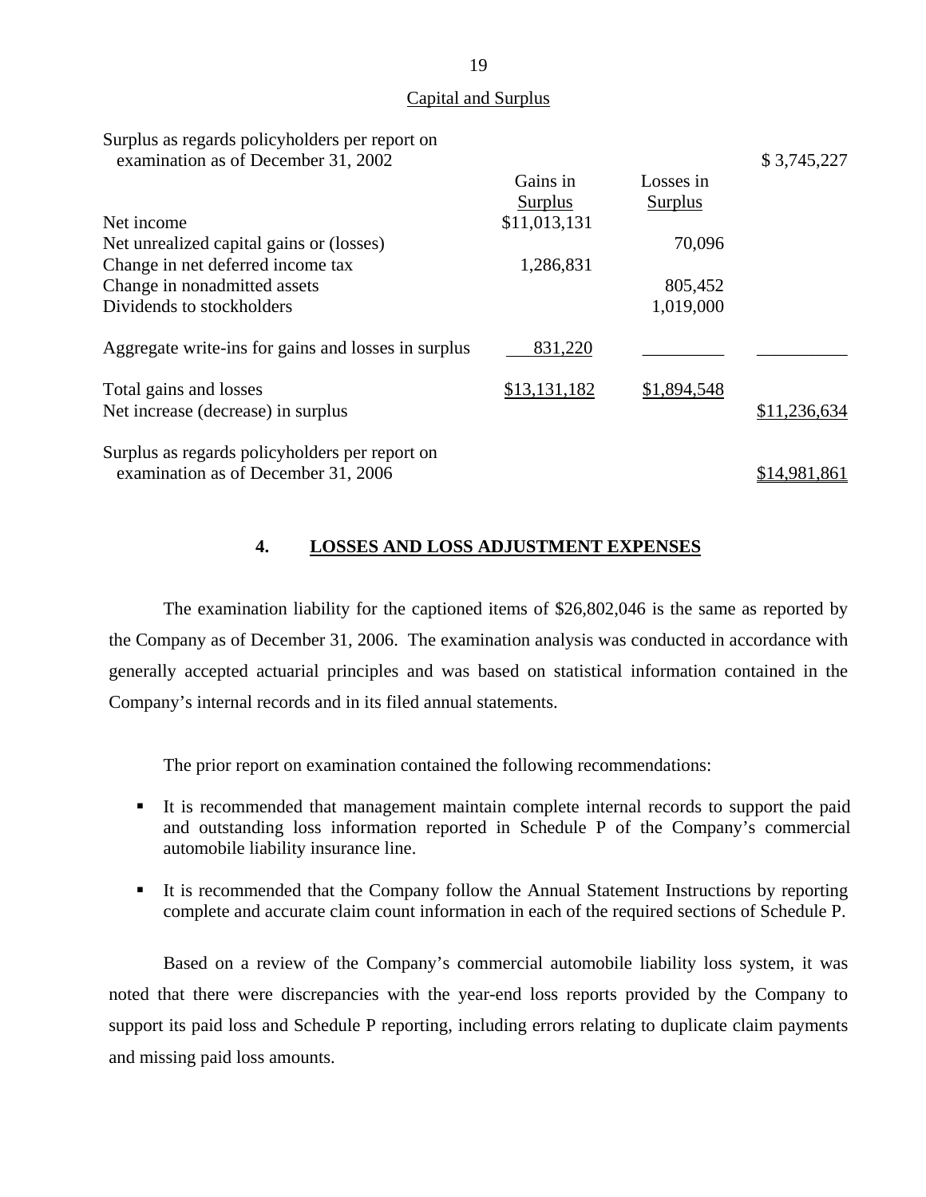## Capital and Surplus

| | Gains in Surplus | Losses in Surplus | |
|---|---|---|---|
| Surplus as regards policyholders per report on examination as of December 31, 2002 | | | $ 3,745,227 |
| Net income | $11,013,131 | | |
| Net unrealized capital gains or (losses) | | 70,096 | |
| Change in net deferred income tax | 1,286,831 | | |
| Change in nonadmitted assets | | 805,452 | |
| Dividends to stockholders | | 1,019,000 | |
| Aggregate write-ins for gains and losses in surplus | 831,220 | | |
| Total gains and losses | $13,131,182 | $1,894,548 | |
| Net increase (decrease) in surplus | | | $11,236,634 |
| Surplus as regards policyholders per report on examination as of December 31, 2006 | | | $14,981,861 |

## 4. LOSSES AND LOSS ADJUSTMENT EXPENSES

The examination liability for the captioned items of $26,802,046 is the same as reported by the Company as of December 31, 2006. The examination analysis was conducted in accordance with generally accepted actuarial principles and was based on statistical information contained in the Company's internal records and in its filed annual statements.

The prior report on examination contained the following recommendations:

- It is recommended that management maintain complete internal records to support the paid and outstanding loss information reported in Schedule P of the Company's commercial automobile liability insurance line.
- It is recommended that the Company follow the Annual Statement Instructions by reporting complete and accurate claim count information in each of the required sections of Schedule P.

Based on a review of the Company's commercial automobile liability loss system, it was noted that there were discrepancies with the year-end loss reports provided by the Company to support its paid loss and Schedule P reporting, including errors relating to duplicate claim payments and missing paid loss amounts.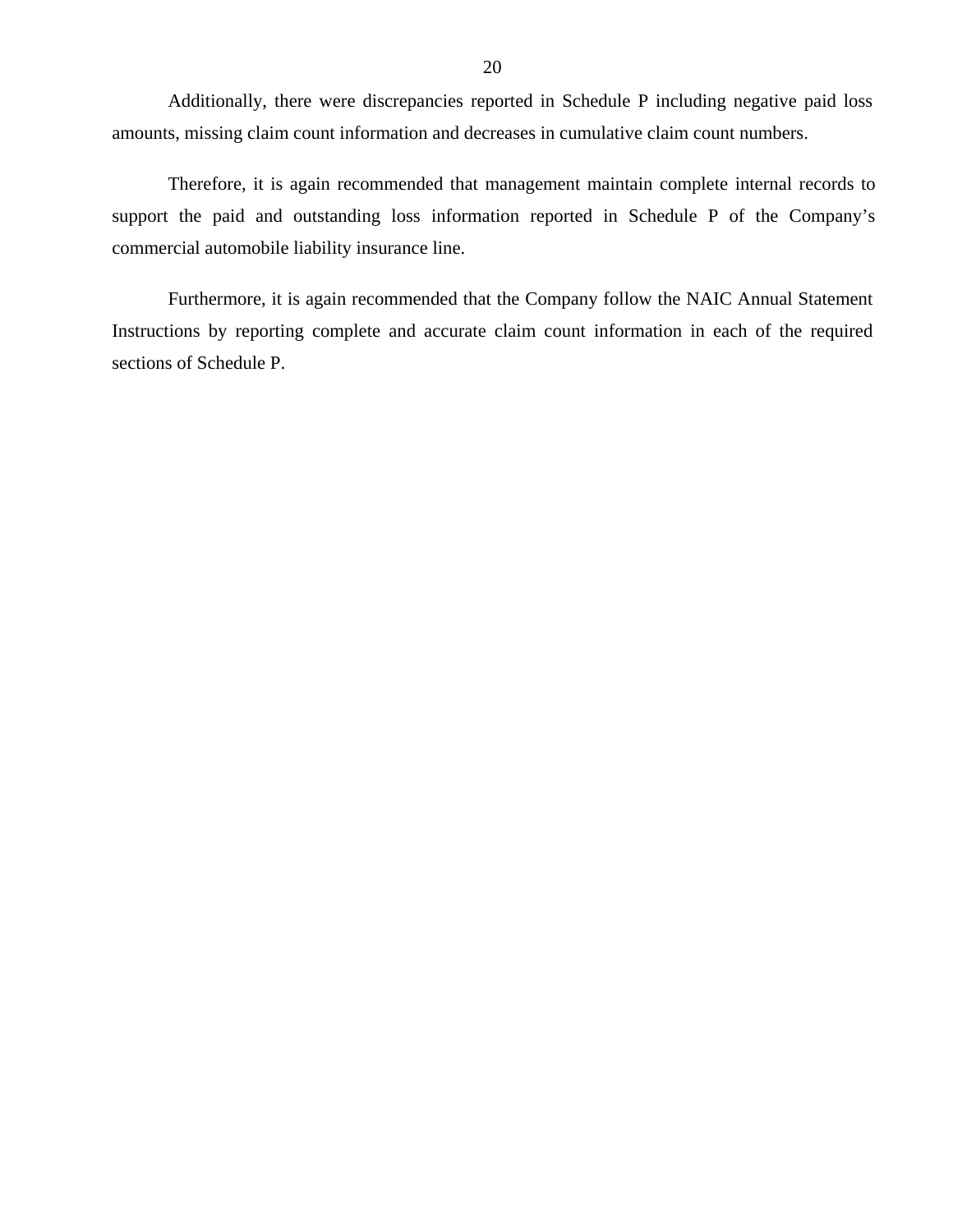Additionally, there were discrepancies reported in Schedule P including negative paid loss amounts, missing claim count information and decreases in cumulative claim count numbers.

Therefore, it is again recommended that management maintain complete internal records to support the paid and outstanding loss information reported in Schedule P of the Company's commercial automobile liability insurance line.

Furthermore, it is again recommended that the Company follow the NAIC Annual Statement Instructions by reporting complete and accurate claim count information in each of the required sections of Schedule P.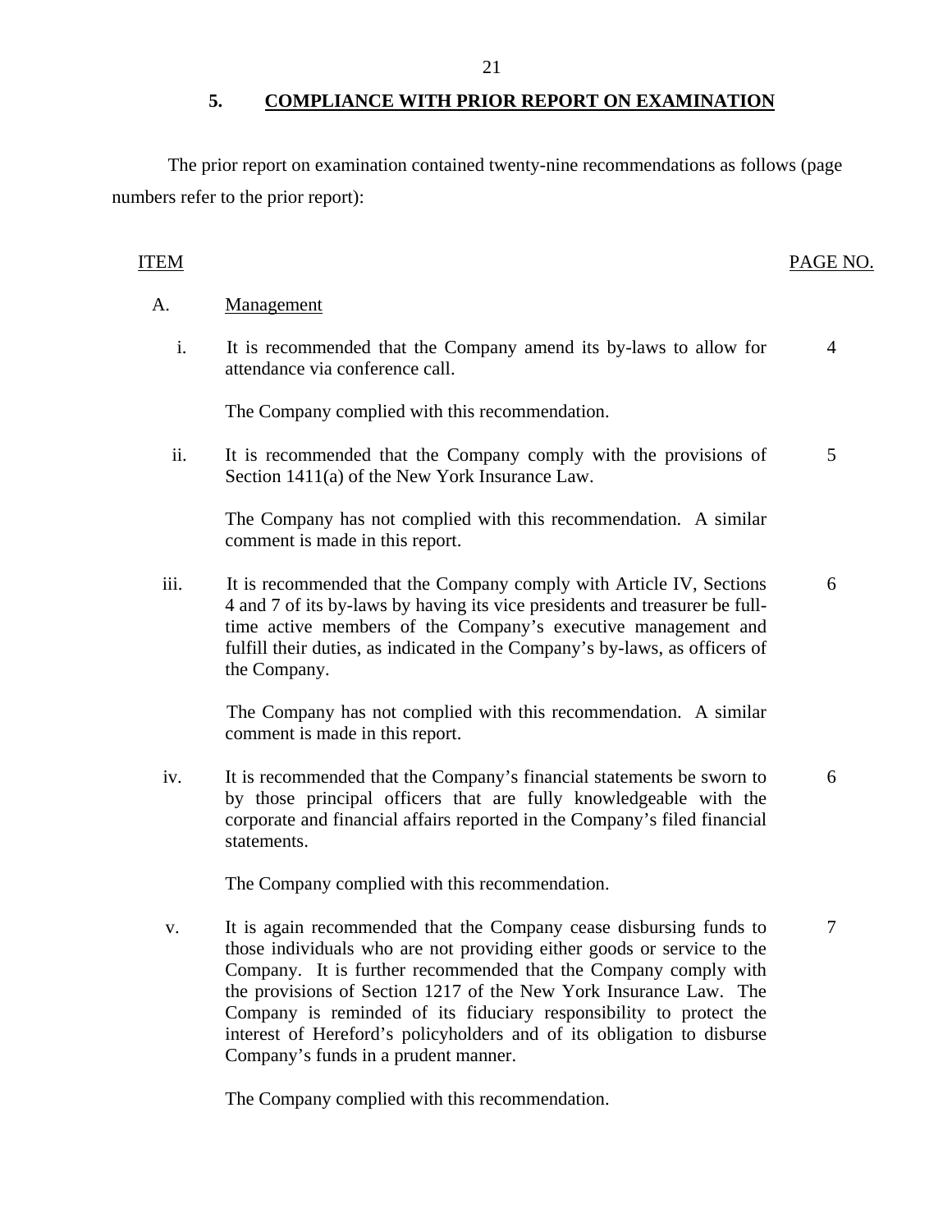## 5. COMPLIANCE WITH PRIOR REPORT ON EXAMINATION

The prior report on examination contained twenty-nine recommendations as follows (page numbers refer to the prior report):

| ITEM | | PAGE NO. |
|---|---|---|
| A. | Management | |
| i. | It is recommended that the Company amend its by-laws to allow for attendance via conference call.<br><br>The Company complied with this recommendation. | 4 |
| ii. | It is recommended that the Company comply with the provisions of Section 1411(a) of the New York Insurance Law.<br><br>The Company has not complied with this recommendation. A similar comment is made in this report. | 5 |
| iii. | It is recommended that the Company comply with Article IV, Sections 4 and 7 of its by-laws by having its vice presidents and treasurer be full-time active members of the Company's executive management and fulfill their duties, as indicated in the Company's by-laws, as officers of the Company.<br><br>The Company has not complied with this recommendation. A similar comment is made in this report. | 6 |
| iv. | It is recommended that the Company's financial statements be sworn to by those principal officers that are fully knowledgeable with the corporate and financial affairs reported in the Company's filed financial statements.<br><br>The Company complied with this recommendation. | 6 |
| v. | It is again recommended that the Company cease disbursing funds to those individuals who are not providing either goods or service to the Company. It is further recommended that the Company comply with the provisions of Section 1217 of the New York Insurance Law. The Company is reminded of its fiduciary responsibility to protect the interest of Hereford's policyholders and of its obligation to disburse Company's funds in a prudent manner.<br><br>The Company complied with this recommendation. | 7 |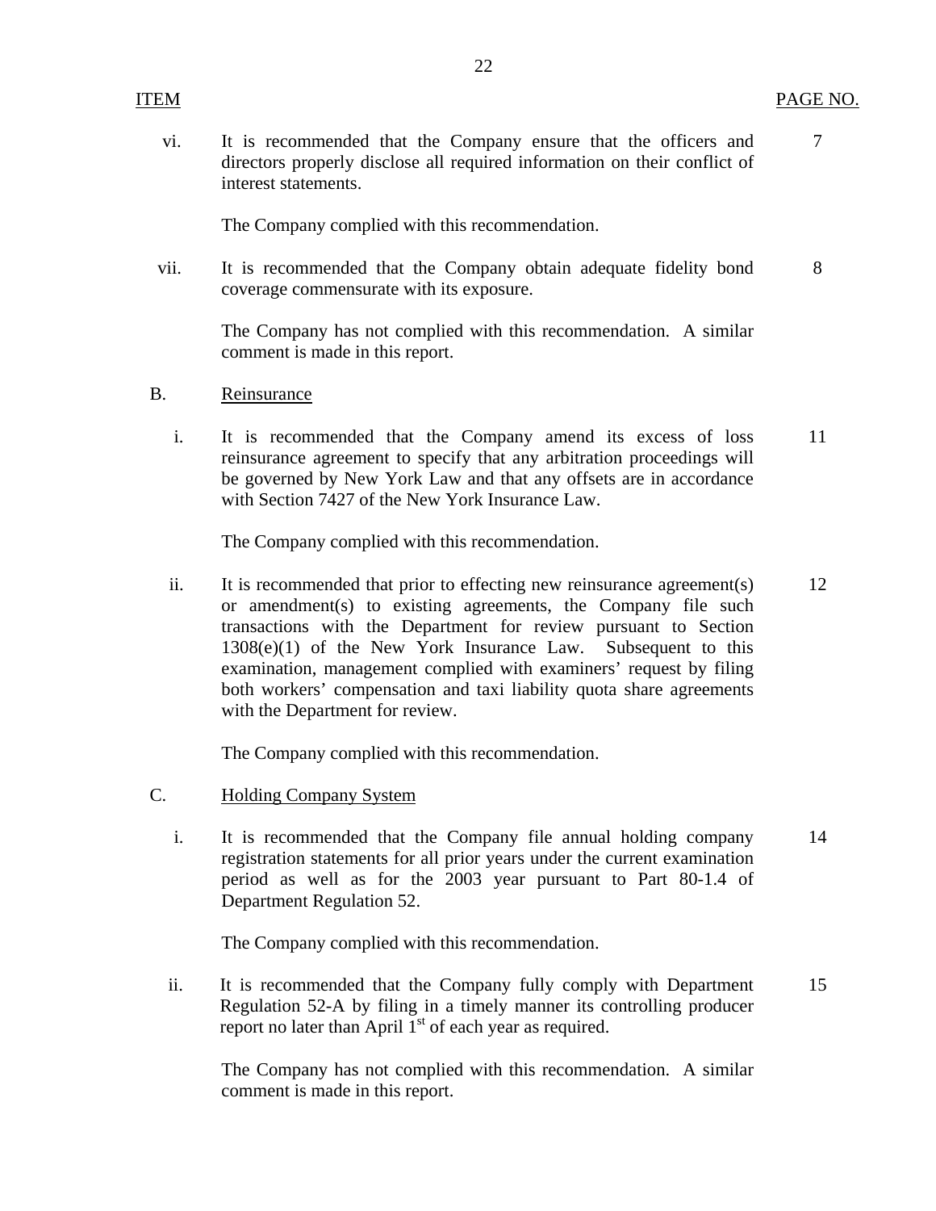| ITEM | | PAGE NO. |
|---|---|---|
| vi. | It is recommended that the Company ensure that the officers and directors properly disclose all required information on their conflict of interest statements.<br><br>The Company complied with this recommendation. | 7 |
| vii. | It is recommended that the Company obtain adequate fidelity bond coverage commensurate with its exposure.<br><br>The Company has not complied with this recommendation. A similar comment is made in this report. | 8 |
| B. | Reinsurance | |
| i. | It is recommended that the Company amend its excess of loss reinsurance agreement to specify that any arbitration proceedings will be governed by New York Law and that any offsets are in accordance with Section 7427 of the New York Insurance Law.<br><br>The Company complied with this recommendation. | 11 |
| ii. | It is recommended that prior to effecting new reinsurance agreement(s) or amendment(s) to existing agreements, the Company file such transactions with the Department for review pursuant to Section 1308(e)(1) of the New York Insurance Law. Subsequent to this examination, management complied with examiners' request by filing both workers' compensation and taxi liability quota share agreements with the Department for review.<br><br>The Company complied with this recommendation. | 12 |
| C. | Holding Company System | |
| i. | It is recommended that the Company file annual holding company registration statements for all prior years under the current examination period as well as for the 2003 year pursuant to Part 80-1.4 of Department Regulation 52.<br><br>The Company complied with this recommendation. | 14 |
| ii. | It is recommended that the Company fully comply with Department Regulation 52-A by filing in a timely manner its controlling producer report no later than April 1st of each year as required.<br><br>The Company has not complied with this recommendation. A similar comment is made in this report. | 15 |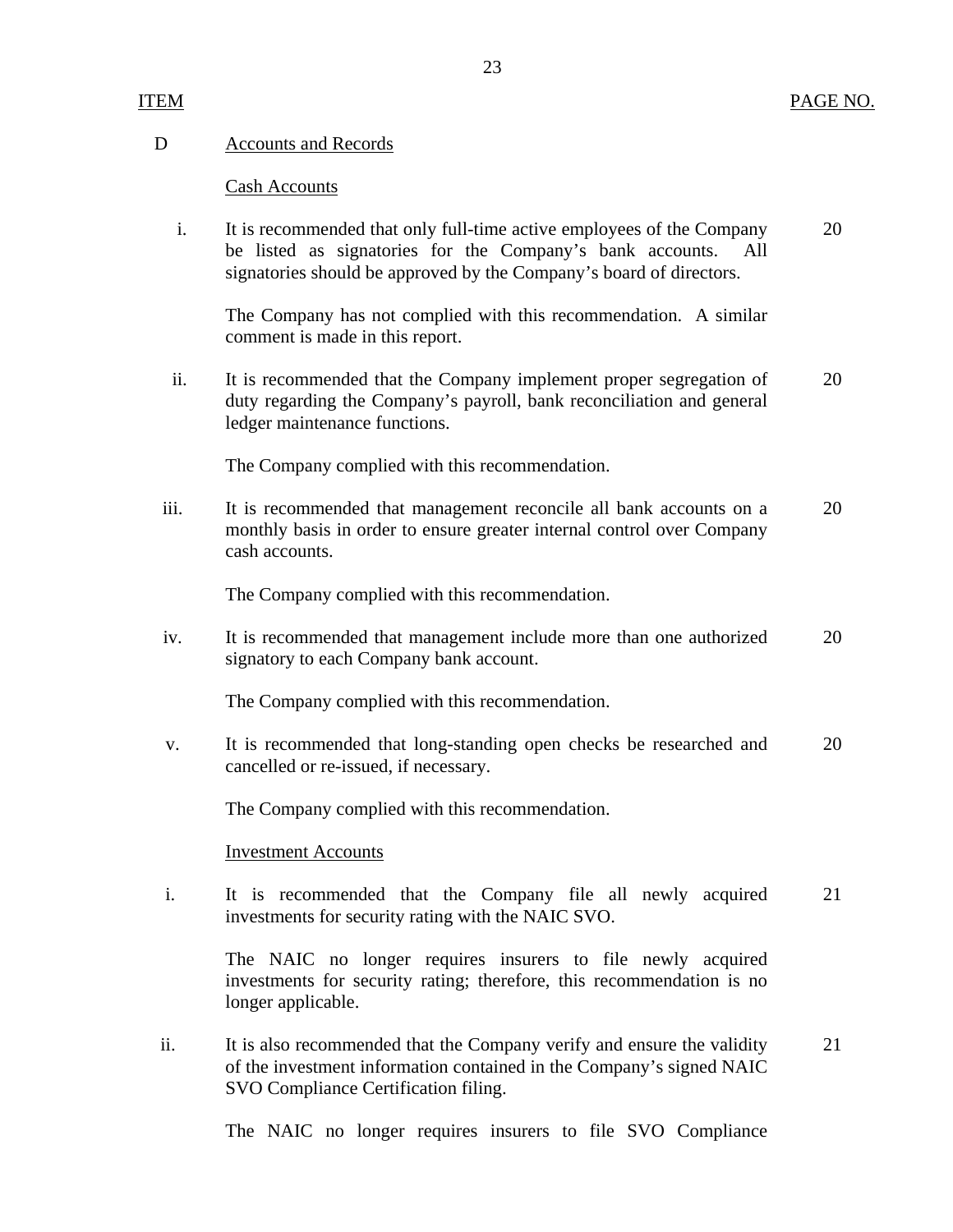| ITEM | | PAGE NO. |
|---|---|---|
| D | Accounts and Records | |
| | Cash Accounts | |
| i. | It is recommended that only full-time active employees of the Company be listed as signatories for the Company's bank accounts. All signatories should be approved by the Company's board of directors. | 20 |
| | The Company has not complied with this recommendation. A similar comment is made in this report. | |
| ii. | It is recommended that the Company implement proper segregation of duty regarding the Company's payroll, bank reconciliation and general ledger maintenance functions. | 20 |
| | The Company complied with this recommendation. | |
| iii. | It is recommended that management reconcile all bank accounts on a monthly basis in order to ensure greater internal control over Company cash accounts. | 20 |
| | The Company complied with this recommendation. | |
| iv. | It is recommended that management include more than one authorized signatory to each Company bank account. | 20 |
| | The Company complied with this recommendation. | |
| v. | It is recommended that long-standing open checks be researched and cancelled or re-issued, if necessary. | 20 |
| | The Company complied with this recommendation. | |
| | Investment Accounts | |
| i. | It is recommended that the Company file all newly acquired investments for security rating with the NAIC SVO. | 21 |
| | The NAIC no longer requires insurers to file newly acquired investments for security rating; therefore, this recommendation is no longer applicable. | |
| ii. | It is also recommended that the Company verify and ensure the validity of the investment information contained in the Company's signed NAIC SVO Compliance Certification filing. | 21 |
| | The NAIC no longer requires insurers to file SVO Compliance | |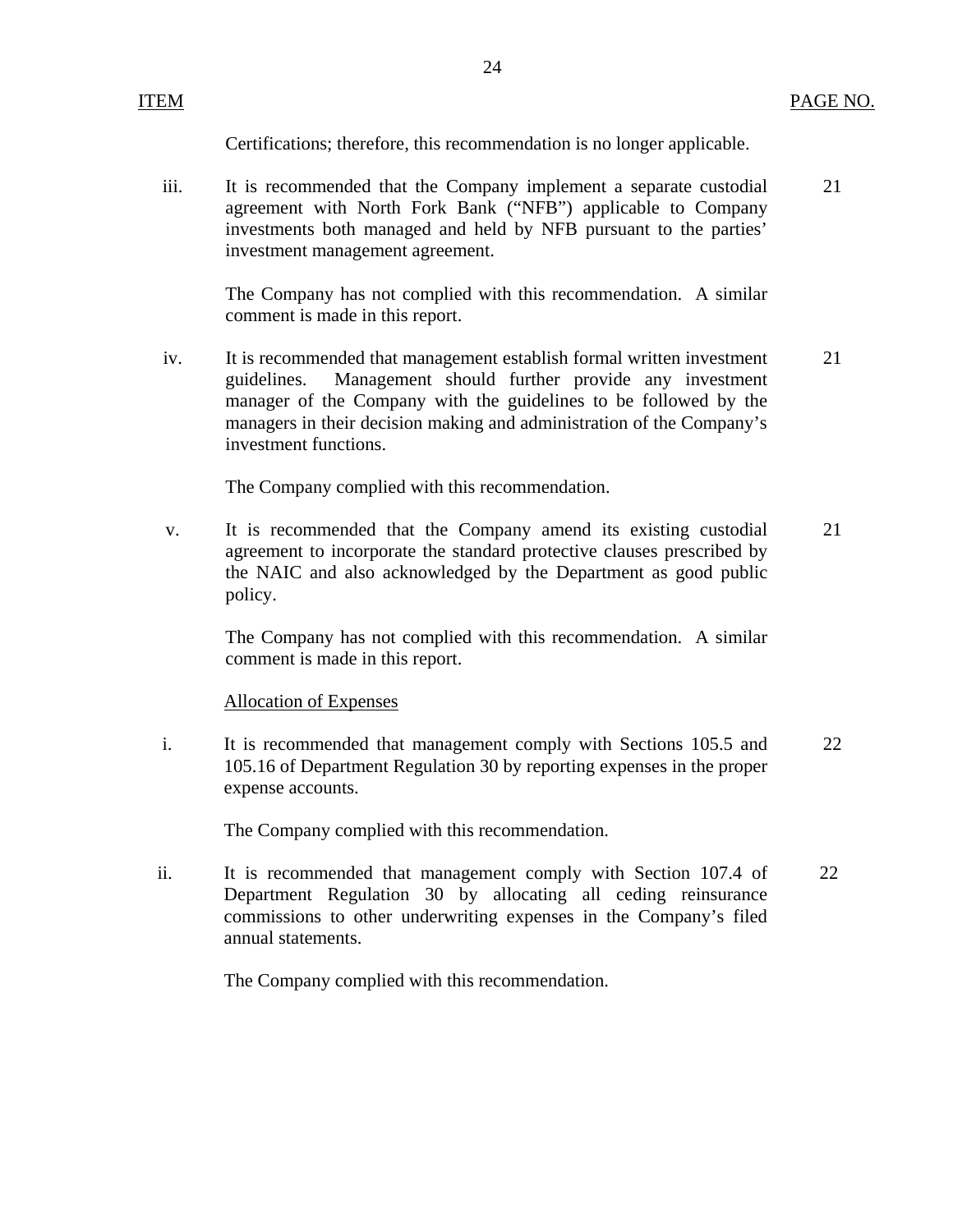| ITEM | | PAGE NO. |
|---|---|---|
| | Certifications; therefore, this recommendation is no longer applicable. | |
| iii. | It is recommended that the Company implement a separate custodial agreement with North Fork Bank ("NFB") applicable to Company investments both managed and held by NFB pursuant to the parties' investment management agreement. | 21 |
| | The Company has not complied with this recommendation. A similar comment is made in this report. | |
| iv. | It is recommended that management establish formal written investment guidelines. Management should further provide any investment manager of the Company with the guidelines to be followed by the managers in their decision making and administration of the Company's investment functions. | 21 |
| | The Company complied with this recommendation. | |
| v. | It is recommended that the Company amend its existing custodial agreement to incorporate the standard protective clauses prescribed by the NAIC and also acknowledged by the Department as good public policy. | 21 |
| | The Company has not complied with this recommendation. A similar comment is made in this report. | |
| | <u>Allocation of Expenses</u> | |
| i. | It is recommended that management comply with Sections 105.5 and 105.16 of Department Regulation 30 by reporting expenses in the proper expense accounts. | 22 |
| | The Company complied with this recommendation. | |
| ii. | It is recommended that management comply with Section 107.4 of Department Regulation 30 by allocating all ceding reinsurance commissions to other underwriting expenses in the Company's filed annual statements. | 22 |
| | The Company complied with this recommendation. | |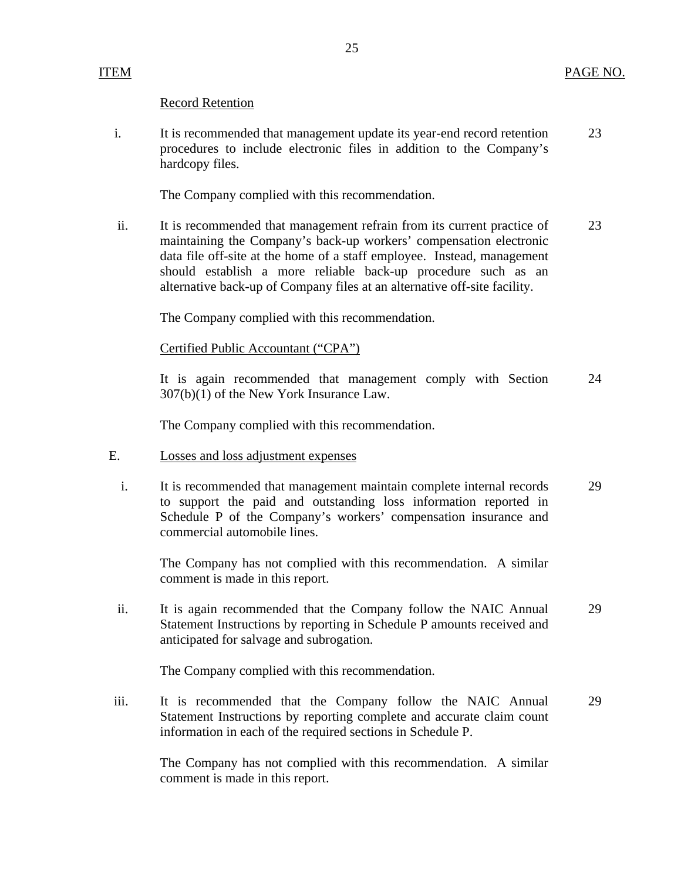| ITEM | | PAGE NO. |
|---|---|---|
| | Record Retention | |
| i. | It is recommended that management update its year-end record retention procedures to include electronic files in addition to the Company's hardcopy files. | 23 |
| | The Company complied with this recommendation. | |
| ii. | It is recommended that management refrain from its current practice of maintaining the Company's back-up workers' compensation electronic data file off-site at the home of a staff employee. Instead, management should establish a more reliable back-up procedure such as an alternative back-up of Company files at an alternative off-site facility. | 23 |
| | The Company complied with this recommendation. | |
| | Certified Public Accountant ("CPA") | |
| | It is again recommended that management comply with Section 307(b)(1) of the New York Insurance Law. | 24 |
| | The Company complied with this recommendation. | |
| E. | Losses and loss adjustment expenses | |
| i. | It is recommended that management maintain complete internal records to support the paid and outstanding loss information reported in Schedule P of the Company's workers' compensation insurance and commercial automobile lines. | 29 |
| | The Company has not complied with this recommendation. A similar comment is made in this report. | |
| ii. | It is again recommended that the Company follow the NAIC Annual Statement Instructions by reporting in Schedule P amounts received and anticipated for salvage and subrogation. | 29 |
| | The Company complied with this recommendation. | |
| iii. | It is recommended that the Company follow the NAIC Annual Statement Instructions by reporting complete and accurate claim count information in each of the required sections in Schedule P. | 29 |
| | The Company has not complied with this recommendation. A similar comment is made in this report. | |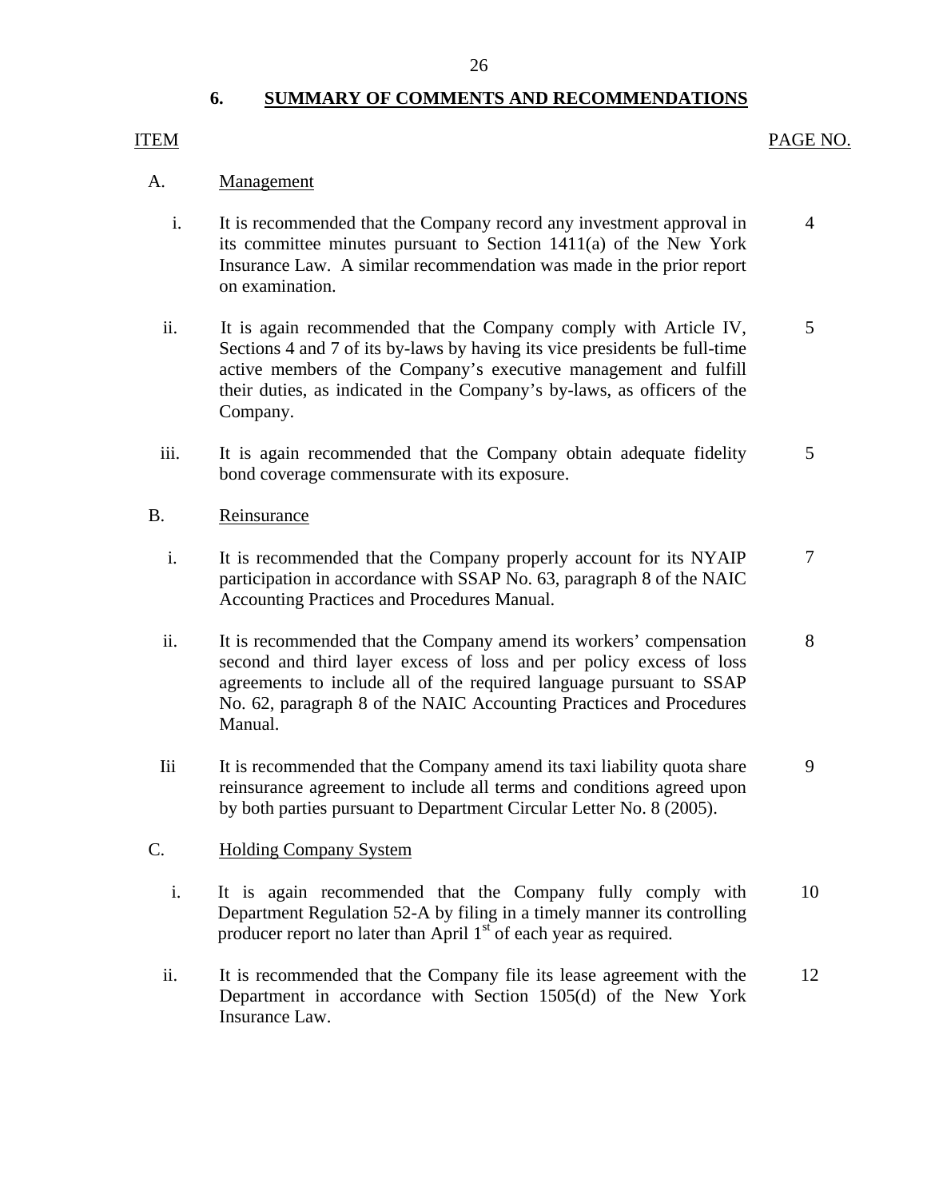## 6. SUMMARY OF COMMENTS AND RECOMMENDATIONS

| ITEM | | PAGE NO. |
|---|---|---|
| A. | Management | |
| i. | It is recommended that the Company record any investment approval in its committee minutes pursuant to Section 1411(a) of the New York Insurance Law. A similar recommendation was made in the prior report on examination. | 4 |
| ii. | It is again recommended that the Company comply with Article IV, Sections 4 and 7 of its by-laws by having its vice presidents be full-time active members of the Company's executive management and fulfill their duties, as indicated in the Company's by-laws, as officers of the Company. | 5 |
| iii. | It is again recommended that the Company obtain adequate fidelity bond coverage commensurate with its exposure. | 5 |
| B. | Reinsurance | |
| i. | It is recommended that the Company properly account for its NYAIP participation in accordance with SSAP No. 63, paragraph 8 of the NAIC Accounting Practices and Procedures Manual. | 7 |
| ii. | It is recommended that the Company amend its workers' compensation second and third layer excess of loss and per policy excess of loss agreements to include all of the required language pursuant to SSAP No. 62, paragraph 8 of the NAIC Accounting Practices and Procedures Manual. | 8 |
| Iii | It is recommended that the Company amend its taxi liability quota share reinsurance agreement to include all terms and conditions agreed upon by both parties pursuant to Department Circular Letter No. 8 (2005). | 9 |
| C. | Holding Company System | |
| i. | It is again recommended that the Company fully comply with Department Regulation 52-A by filing in a timely manner its controlling producer report no later than April 1st of each year as required. | 10 |
| ii. | It is recommended that the Company file its lease agreement with the Department in accordance with Section 1505(d) of the New York Insurance Law. | 12 |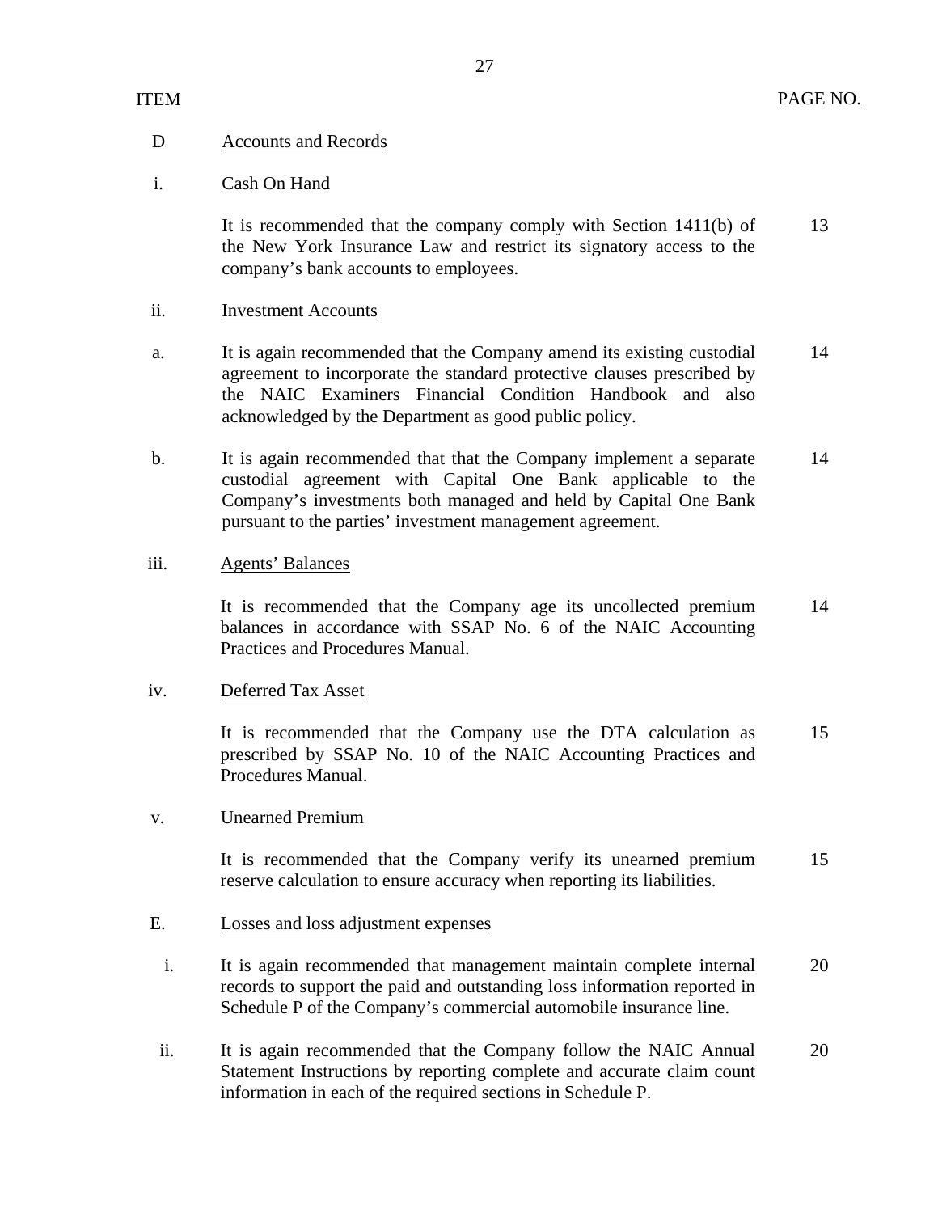| ITEM | | PAGE NO. |
|---|---|---|
| D | Accounts and Records | |
| i. | Cash On Hand | |
| | It is recommended that the company comply with Section 1411(b) of the New York Insurance Law and restrict its signatory access to the company's bank accounts to employees. | 13 |
| ii. | Investment Accounts | |
| a. | It is again recommended that the Company amend its existing custodial agreement to incorporate the standard protective clauses prescribed by the NAIC Examiners Financial Condition Handbook and also acknowledged by the Department as good public policy. | 14 |
| b. | It is again recommended that that the Company implement a separate custodial agreement with Capital One Bank applicable to the Company's investments both managed and held by Capital One Bank pursuant to the parties' investment management agreement. | 14 |
| iii. | Agents' Balances | |
| | It is recommended that the Company age its uncollected premium balances in accordance with SSAP No. 6 of the NAIC Accounting Practices and Procedures Manual. | 14 |
| iv. | Deferred Tax Asset | |
| | It is recommended that the Company use the DTA calculation as prescribed by SSAP No. 10 of the NAIC Accounting Practices and Procedures Manual. | 15 |
| v. | Unearned Premium | |
| | It is recommended that the Company verify its unearned premium reserve calculation to ensure accuracy when reporting its liabilities. | 15 |
| E. | Losses and loss adjustment expenses | |
| i. | It is again recommended that management maintain complete internal records to support the paid and outstanding loss information reported in Schedule P of the Company's commercial automobile insurance line. | 20 |
| ii. | It is again recommended that the Company follow the NAIC Annual Statement Instructions by reporting complete and accurate claim count information in each of the required sections in Schedule P. | 20 |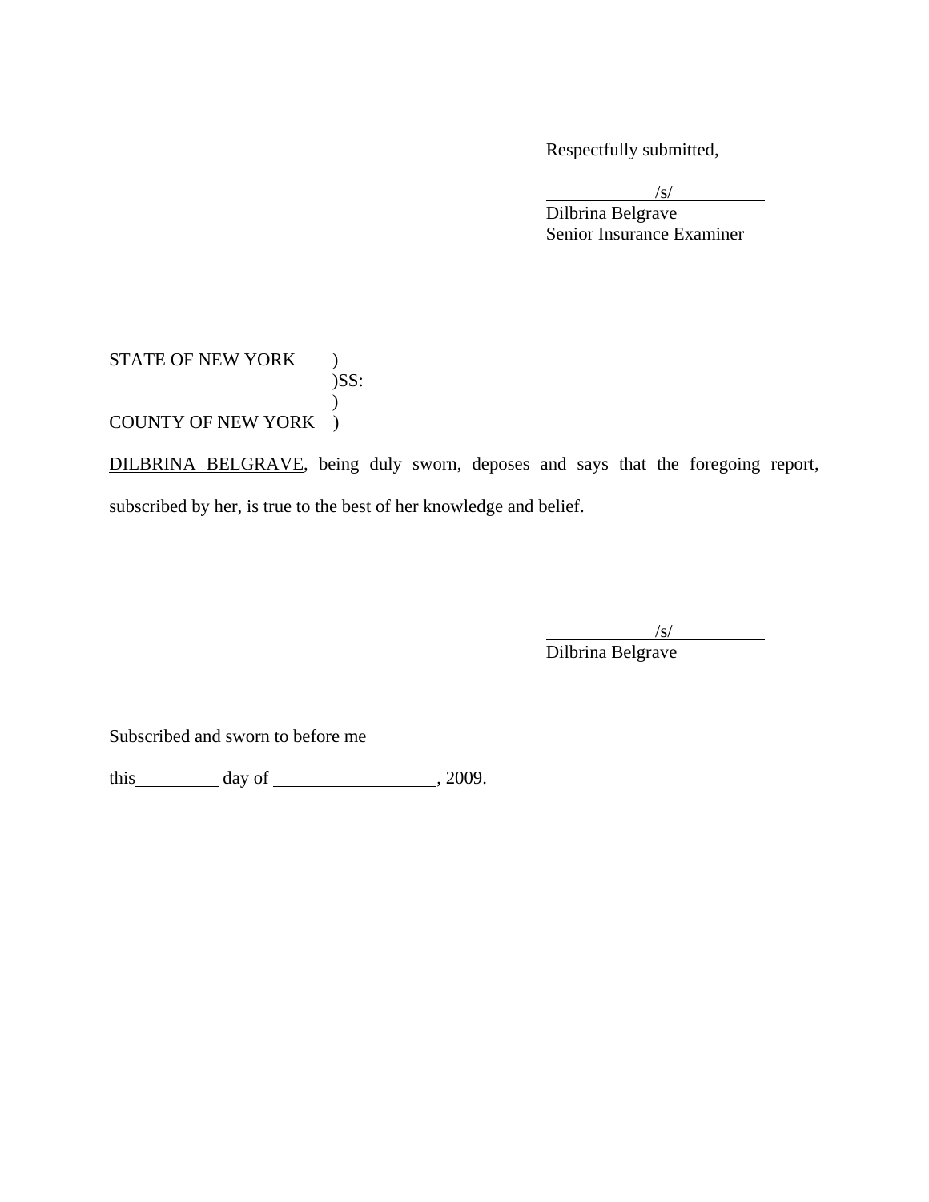Respectfully submitted,

/s/
Dilbrina Belgrave
Senior Insurance Examiner

STATE OF NEW YORK )
)SS:
)
COUNTY OF NEW YORK )

DILBRINA BELGRAVE, being duly sworn, deposes and says that the foregoing report, subscribed by her, is true to the best of her knowledge and belief.

/s/
Dilbrina Belgrave

Subscribed and sworn to before me

this ________ day of ________________, 2009.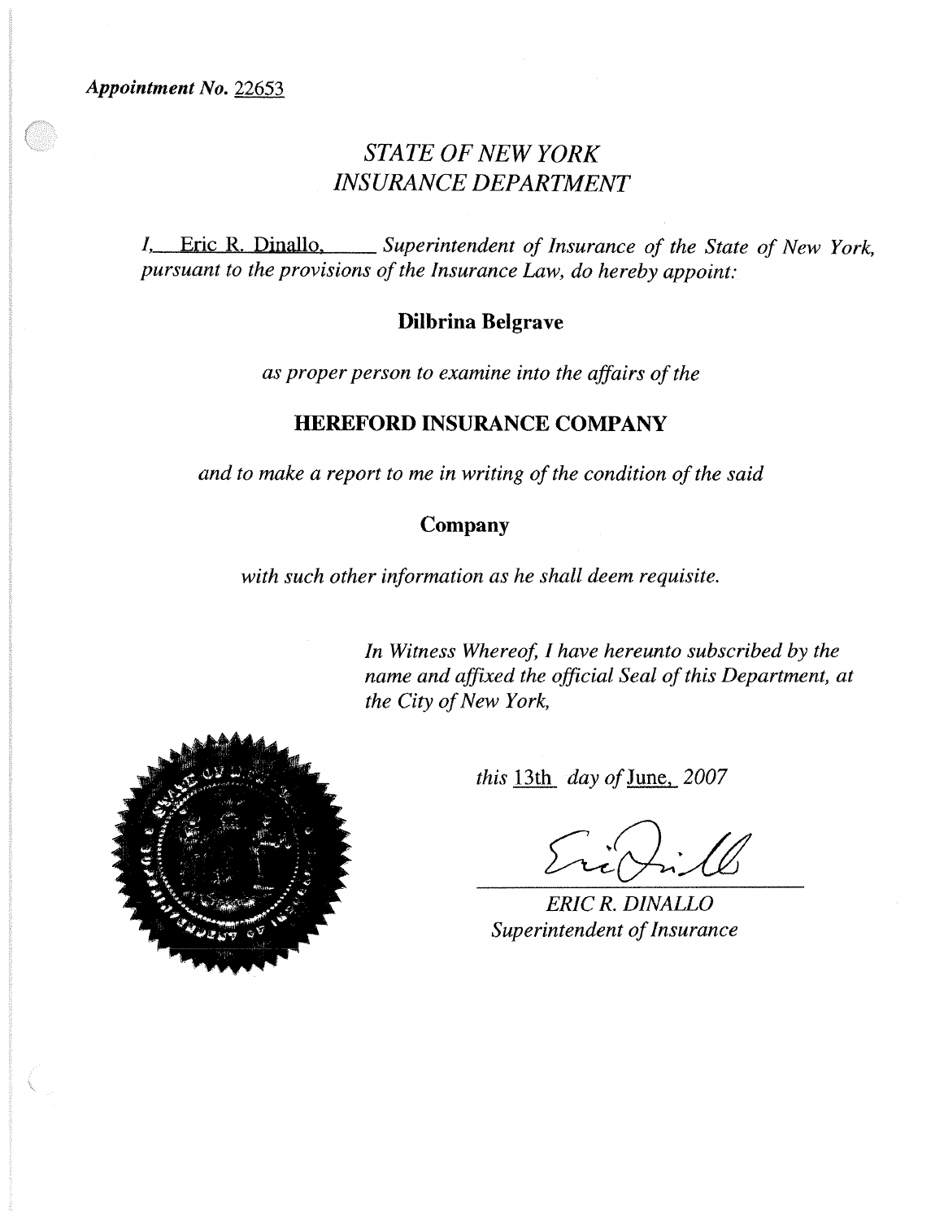*Appointment No.* 22653

*STATE OF NEW YORK*
*INSURANCE DEPARTMENT*

*I,* Eric R. Dinallo, *Superintendent of Insurance of the State of New York, pursuant to the provisions of the Insurance Law, do hereby appoint:*

**Dilbrina Belgrave**

*as proper person to examine into the affairs of the*

**HEREFORD INSURANCE COMPANY**

*and to make a report to me in writing of the condition of the said*

**Company**

*with such other information as he shall deem requisite.*

*In Witness Whereof, I have hereunto subscribed by the name and affixed the official Seal of this Department, at the City of New York,*

*this* 13th *day of* June, *2007*

*ERIC R. DINALLO*
*Superintendent of Insurance*